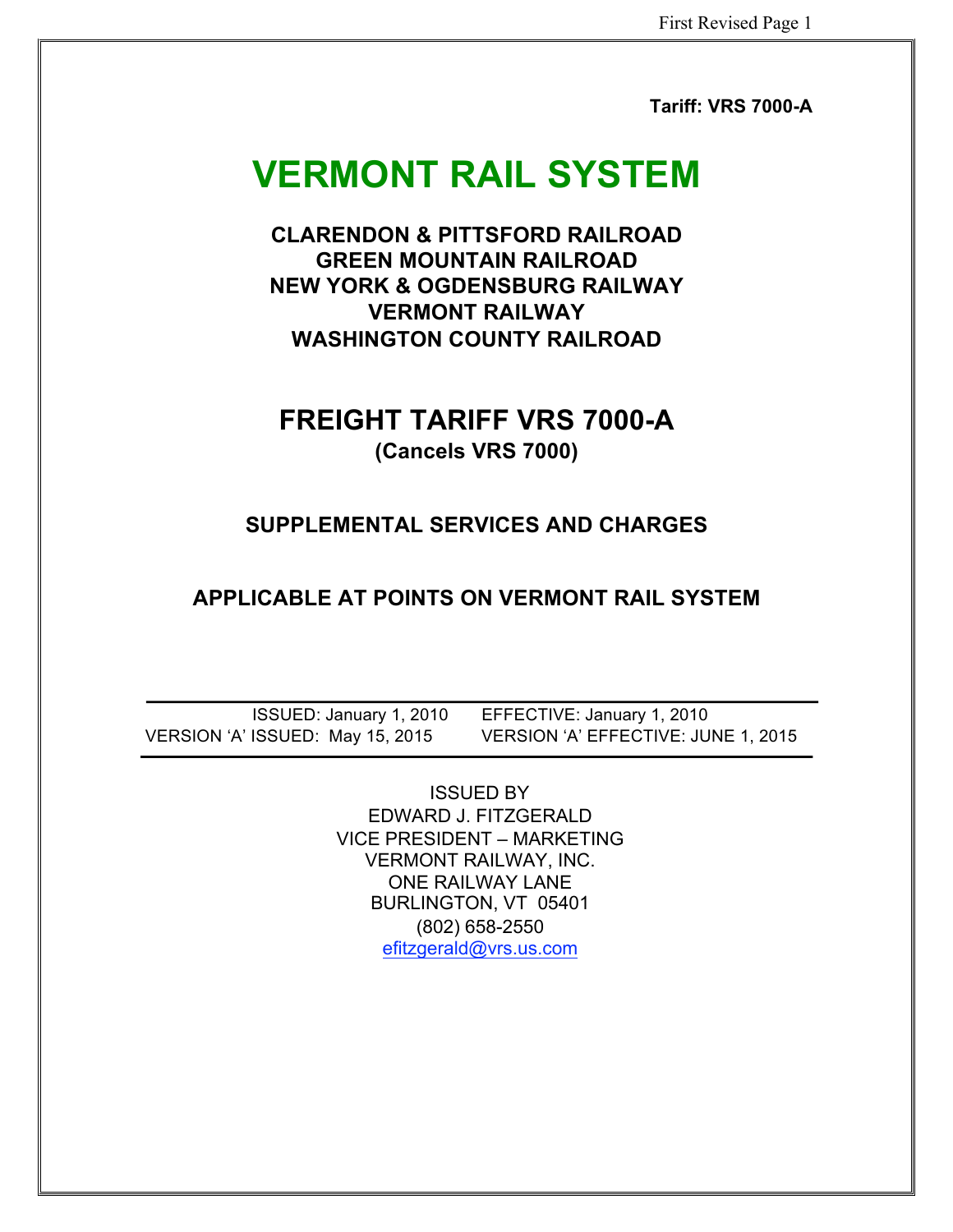**Tariff: VRS 7000-A**

# VERMONT RAIL SYSTEM

**CLARENDON & PITTSFORD RAILROAD**
**GREEN MOUNTAIN RAILROAD**
**NEW YORK & OGDENSBURG RAILWAY**
**VERMONT RAILWAY**
**WASHINGTON COUNTY RAILROAD**

## FREIGHT TARIFF VRS 7000-A

**(Cancels VRS 7000)**

### SUPPLEMENTAL SERVICES AND CHARGES

### APPLICABLE AT POINTS ON VERMONT RAIL SYSTEM

| | |
|---|---|
| ISSUED: January 1, 2010 | EFFECTIVE: January 1, 2010 |
| VERSION 'A' ISSUED: May 15, 2015 | VERSION 'A' EFFECTIVE: JUNE 1, 2015 |

ISSUED BY
EDWARD J. FITZGERALD
VICE PRESIDENT – MARKETING
VERMONT RAILWAY, INC.
ONE RAILWAY LANE
BURLINGTON, VT 05401
(802) 658-2550
efitzgerald@vrs.us.com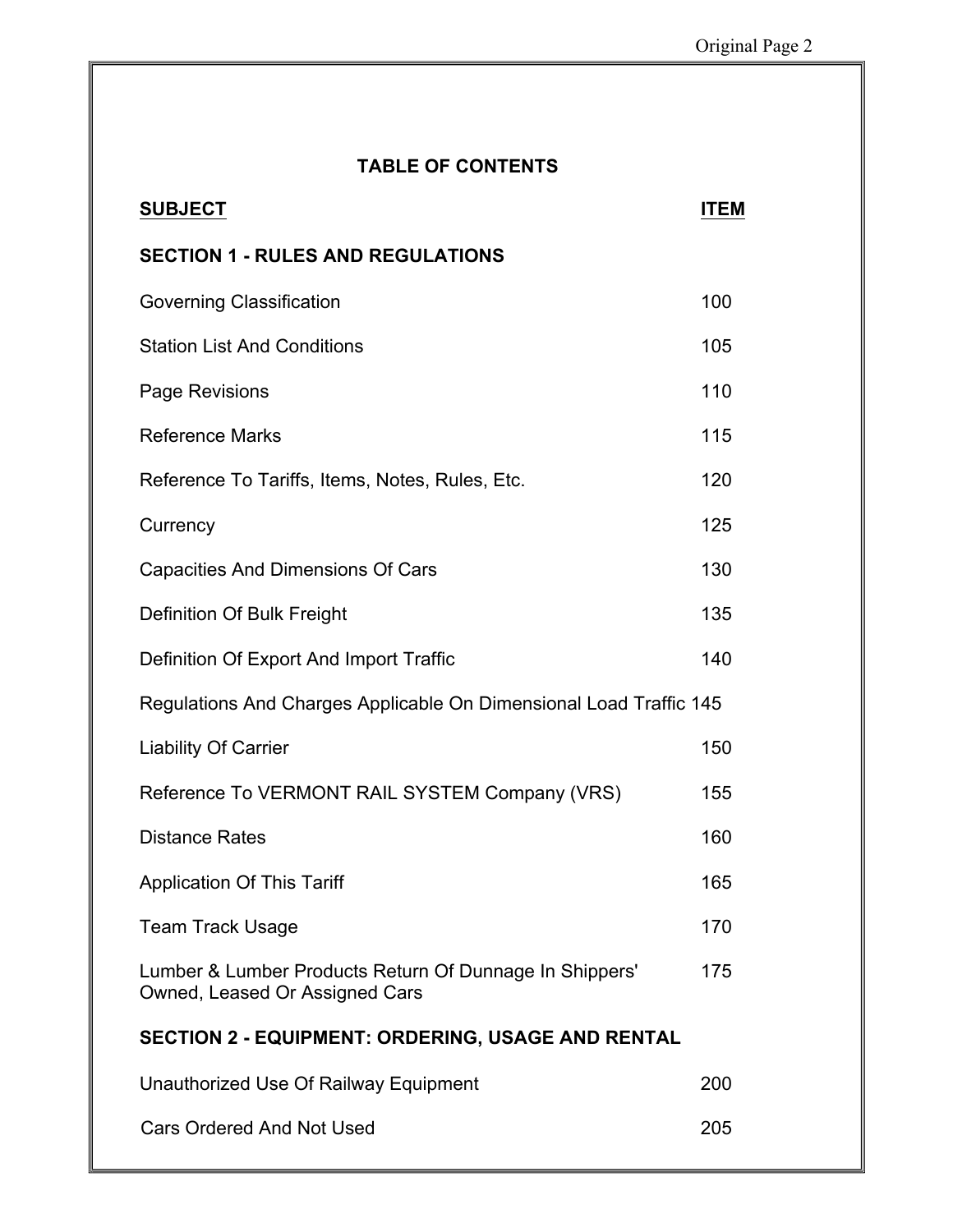## TABLE OF CONTENTS

| SUBJECT | ITEM |
|---|---|
| **SECTION 1 - RULES AND REGULATIONS** | |
| Governing Classification | 100 |
| Station List And Conditions | 105 |
| Page Revisions | 110 |
| Reference Marks | 115 |
| Reference To Tariffs, Items, Notes, Rules, Etc. | 120 |
| Currency | 125 |
| Capacities And Dimensions Of Cars | 130 |
| Definition Of Bulk Freight | 135 |
| Definition Of Export And Import Traffic | 140 |
| Regulations And Charges Applicable On Dimensional Load Traffic | 145 |
| Liability Of Carrier | 150 |
| Reference To VERMONT RAIL SYSTEM Company (VRS) | 155 |
| Distance Rates | 160 |
| Application Of This Tariff | 165 |
| Team Track Usage | 170 |
| Lumber & Lumber Products Return Of Dunnage In Shippers' Owned, Leased Or Assigned Cars | 175 |
| **SECTION 2 - EQUIPMENT: ORDERING, USAGE AND RENTAL** | |
| Unauthorized Use Of Railway Equipment | 200 |
| Cars Ordered And Not Used | 205 |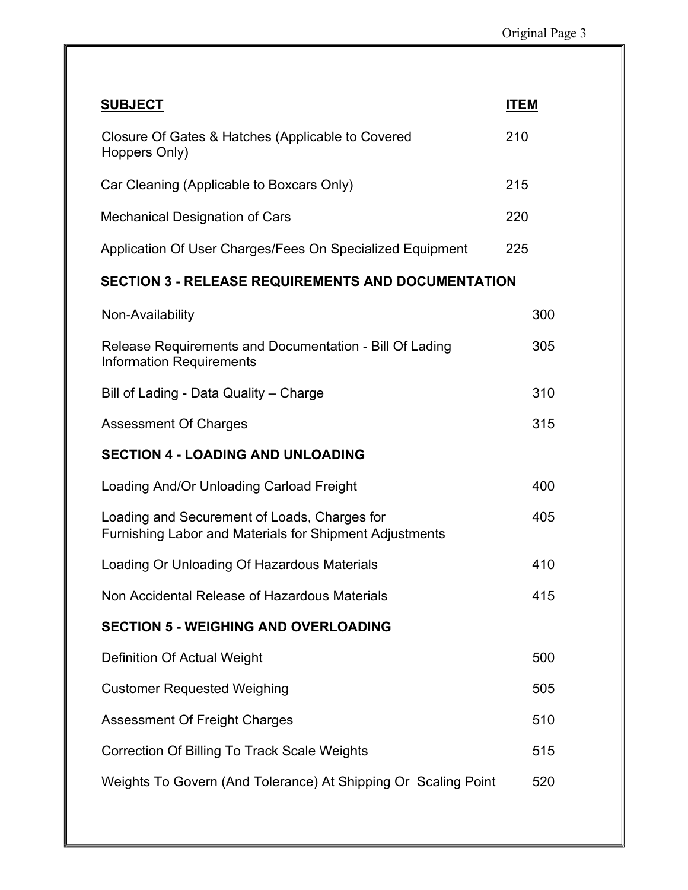| SUBJECT | ITEM |
|---|---|
| Closure Of Gates & Hatches (Applicable to Covered Hoppers Only) | 210 |
| Car Cleaning (Applicable to Boxcars Only) | 215 |
| Mechanical Designation of Cars | 220 |
| Application Of User Charges/Fees On Specialized Equipment | 225 |
| **SECTION 3 - RELEASE REQUIREMENTS AND DOCUMENTATION** | |
| Non-Availability | 300 |
| Release Requirements and Documentation - Bill Of Lading Information Requirements | 305 |
| Bill of Lading - Data Quality – Charge | 310 |
| Assessment Of Charges | 315 |
| **SECTION 4 - LOADING AND UNLOADING** | |
| Loading And/Or Unloading Carload Freight | 400 |
| Loading and Securement of Loads, Charges for Furnishing Labor and Materials for Shipment Adjustments | 405 |
| Loading Or Unloading Of Hazardous Materials | 410 |
| Non Accidental Release of Hazardous Materials | 415 |
| **SECTION 5 - WEIGHING AND OVERLOADING** | |
| Definition Of Actual Weight | 500 |
| Customer Requested Weighing | 505 |
| Assessment Of Freight Charges | 510 |
| Correction Of Billing To Track Scale Weights | 515 |
| Weights To Govern (And Tolerance) At Shipping Or Scaling Point | 520 |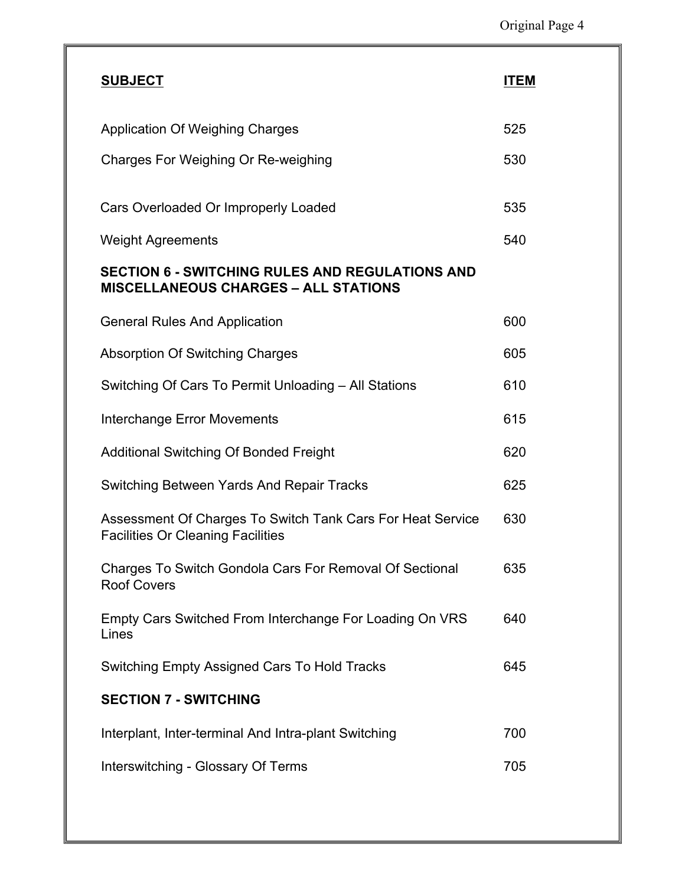| SUBJECT | ITEM |
|---|---|
| Application Of Weighing Charges | 525 |
| Charges For Weighing Or Re-weighing | 530 |
| Cars Overloaded Or Improperly Loaded | 535 |
| Weight Agreements | 540 |
| **SECTION 6 - SWITCHING RULES AND REGULATIONS AND MISCELLANEOUS CHARGES – ALL STATIONS** | |
| General Rules And Application | 600 |
| Absorption Of Switching Charges | 605 |
| Switching Of Cars To Permit Unloading – All Stations | 610 |
| Interchange Error Movements | 615 |
| Additional Switching Of Bonded Freight | 620 |
| Switching Between Yards And Repair Tracks | 625 |
| Assessment Of Charges To Switch Tank Cars For Heat Service Facilities Or Cleaning Facilities | 630 |
| Charges To Switch Gondola Cars For Removal Of Sectional Roof Covers | 635 |
| Empty Cars Switched From Interchange For Loading On VRS Lines | 640 |
| Switching Empty Assigned Cars To Hold Tracks | 645 |
| **SECTION 7 - SWITCHING** | |
| Interplant, Inter-terminal And Intra-plant Switching | 700 |
| Interswitching - Glossary Of Terms | 705 |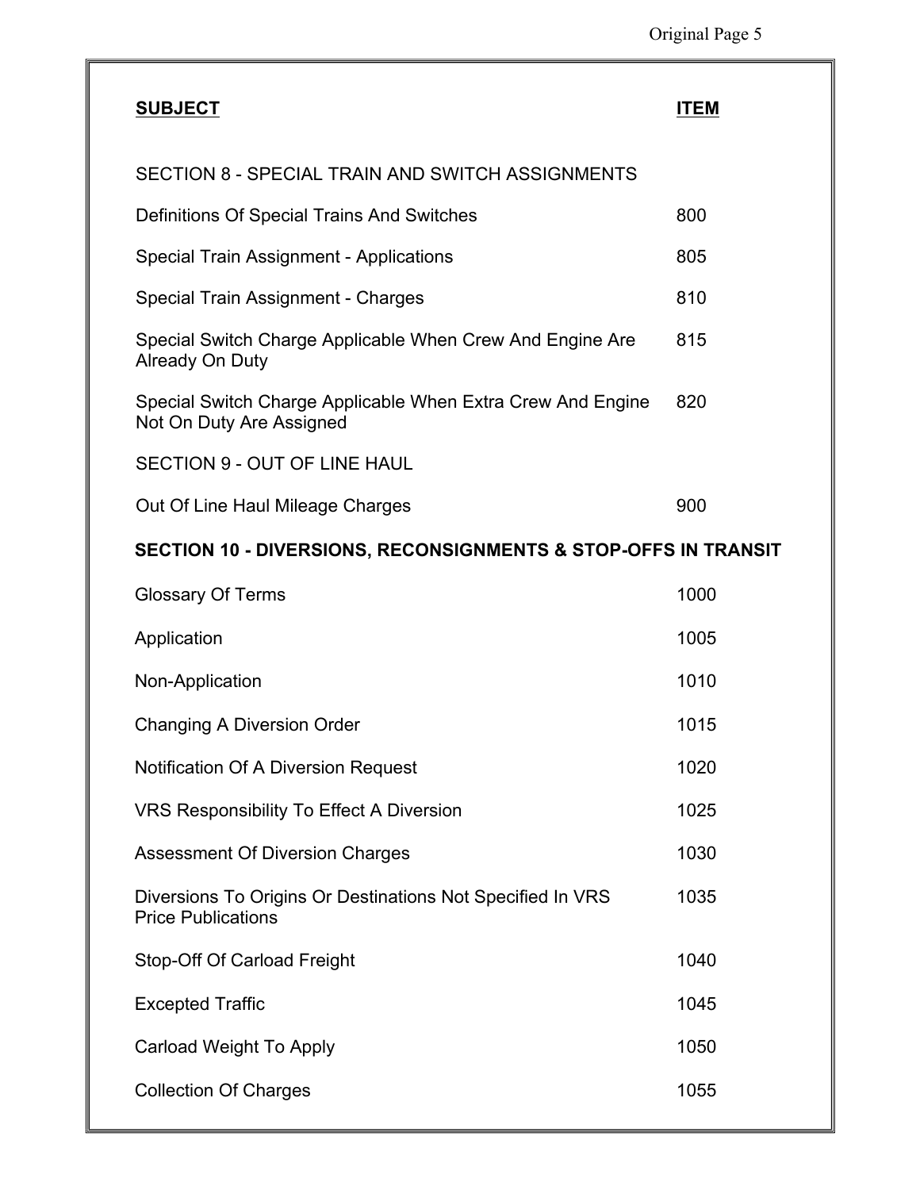| SUBJECT | ITEM |
|---|---|
| SECTION 8 - SPECIAL TRAIN AND SWITCH ASSIGNMENTS | |
| Definitions Of Special Trains And Switches | 800 |
| Special Train Assignment - Applications | 805 |
| Special Train Assignment - Charges | 810 |
| Special Switch Charge Applicable When Crew And Engine Are Already On Duty | 815 |
| Special Switch Charge Applicable When Extra Crew And Engine Not On Duty Are Assigned | 820 |
| SECTION 9 - OUT OF LINE HAUL | |
| Out Of Line Haul Mileage Charges | 900 |
| **SECTION 10 - DIVERSIONS, RECONSIGNMENTS & STOP-OFFS IN TRANSIT** | |
| Glossary Of Terms | 1000 |
| Application | 1005 |
| Non-Application | 1010 |
| Changing A Diversion Order | 1015 |
| Notification Of A Diversion Request | 1020 |
| VRS Responsibility To Effect A Diversion | 1025 |
| Assessment Of Diversion Charges | 1030 |
| Diversions To Origins Or Destinations Not Specified In VRS Price Publications | 1035 |
| Stop-Off Of Carload Freight | 1040 |
| Excepted Traffic | 1045 |
| Carload Weight To Apply | 1050 |
| Collection Of Charges | 1055 |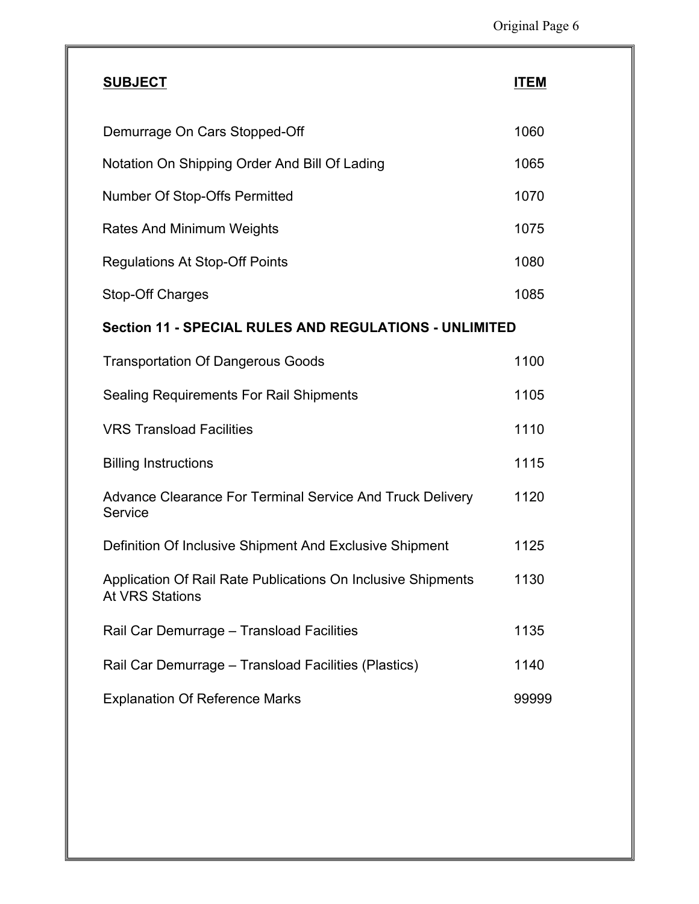| SUBJECT | ITEM |
| --- | --- |
| Demurrage On Cars Stopped-Off | 1060 |
| Notation On Shipping Order And Bill Of Lading | 1065 |
| Number Of Stop-Offs Permitted | 1070 |
| Rates And Minimum Weights | 1075 |
| Regulations At Stop-Off Points | 1080 |
| Stop-Off Charges | 1085 |
| **Section 11 - SPECIAL RULES AND REGULATIONS - UNLIMITED** | |
| Transportation Of Dangerous Goods | 1100 |
| Sealing Requirements For Rail Shipments | 1105 |
| VRS Transload Facilities | 1110 |
| Billing Instructions | 1115 |
| Advance Clearance For Terminal Service And Truck Delivery Service | 1120 |
| Definition Of Inclusive Shipment And Exclusive Shipment | 1125 |
| Application Of Rail Rate Publications On Inclusive Shipments At VRS Stations | 1130 |
| Rail Car Demurrage – Transload Facilities | 1135 |
| Rail Car Demurrage – Transload Facilities (Plastics) | 1140 |
| Explanation Of Reference Marks | 99999 |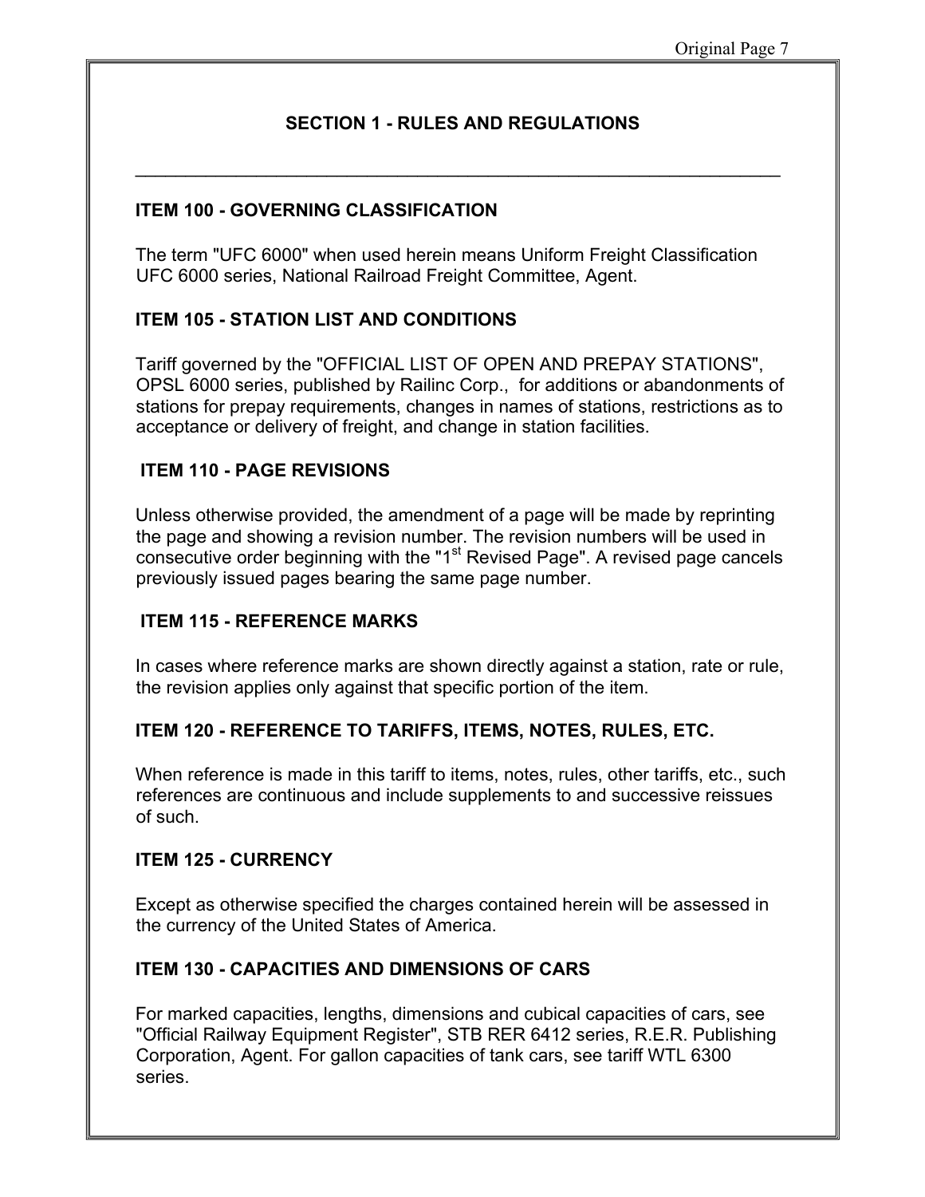## SECTION 1 - RULES AND REGULATIONS

---

### ITEM 100 - GOVERNING CLASSIFICATION

The term "UFC 6000" when used herein means Uniform Freight Classification UFC 6000 series, National Railroad Freight Committee, Agent.

### ITEM 105 - STATION LIST AND CONDITIONS

Tariff governed by the "OFFICIAL LIST OF OPEN AND PREPAY STATIONS", OPSL 6000 series, published by Railinc Corp., for additions or abandonments of stations for prepay requirements, changes in names of stations, restrictions as to acceptance or delivery of freight, and change in station facilities.

### ITEM 110 - PAGE REVISIONS

Unless otherwise provided, the amendment of a page will be made by reprinting the page and showing a revision number. The revision numbers will be used in consecutive order beginning with the "1st Revised Page". A revised page cancels previously issued pages bearing the same page number.

### ITEM 115 - REFERENCE MARKS

In cases where reference marks are shown directly against a station, rate or rule, the revision applies only against that specific portion of the item.

### ITEM 120 - REFERENCE TO TARIFFS, ITEMS, NOTES, RULES, ETC.

When reference is made in this tariff to items, notes, rules, other tariffs, etc., such references are continuous and include supplements to and successive reissues of such.

### ITEM 125 - CURRENCY

Except as otherwise specified the charges contained herein will be assessed in the currency of the United States of America.

### ITEM 130 - CAPACITIES AND DIMENSIONS OF CARS

For marked capacities, lengths, dimensions and cubical capacities of cars, see "Official Railway Equipment Register", STB RER 6412 series, R.E.R. Publishing Corporation, Agent. For gallon capacities of tank cars, see tariff WTL 6300 series.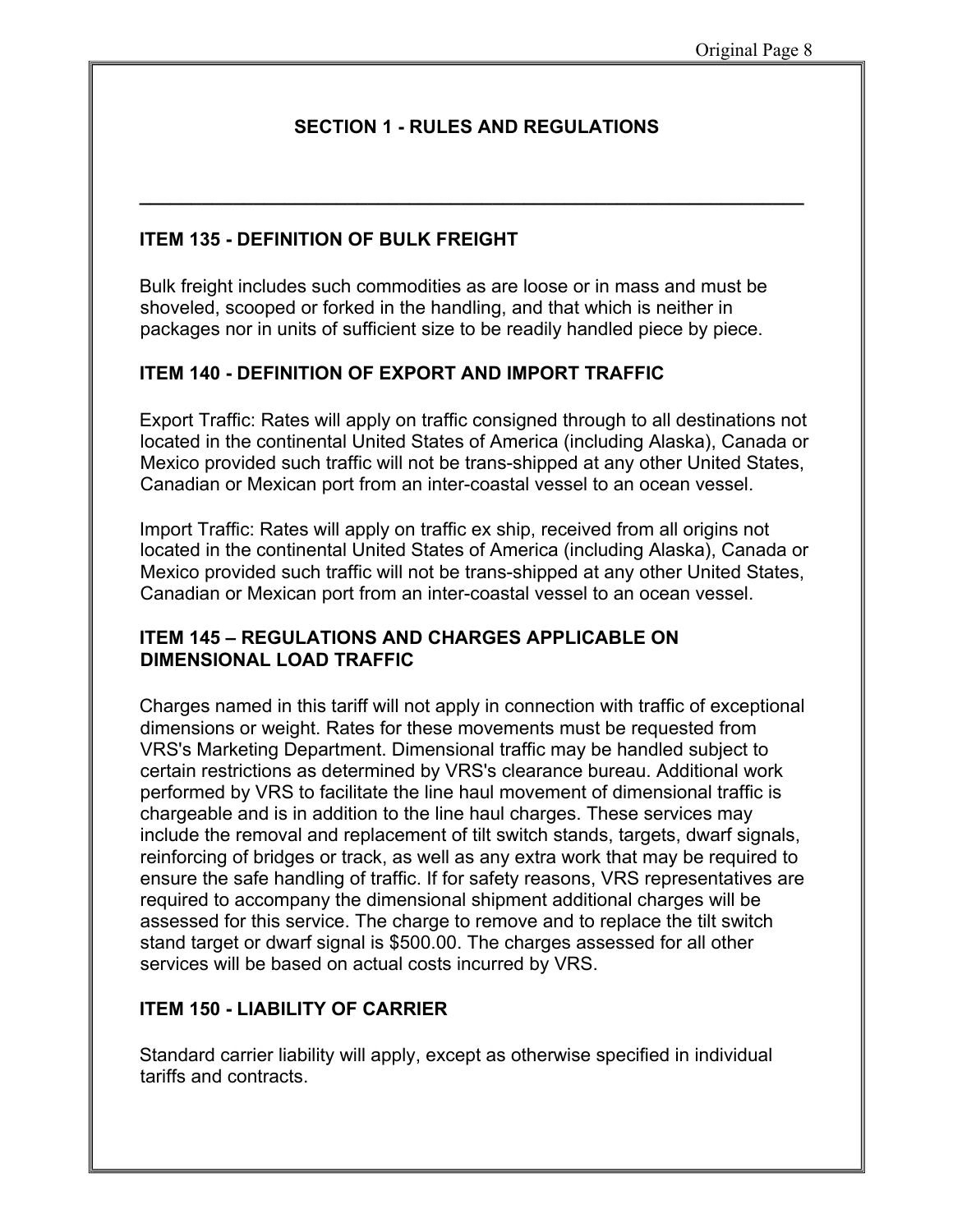## SECTION 1 - RULES AND REGULATIONS

---

### ITEM 135 - DEFINITION OF BULK FREIGHT

Bulk freight includes such commodities as are loose or in mass and must be shoveled, scooped or forked in the handling, and that which is neither in packages nor in units of sufficient size to be readily handled piece by piece.

### ITEM 140 - DEFINITION OF EXPORT AND IMPORT TRAFFIC

Export Traffic: Rates will apply on traffic consigned through to all destinations not located in the continental United States of America (including Alaska), Canada or Mexico provided such traffic will not be trans-shipped at any other United States, Canadian or Mexican port from an inter-coastal vessel to an ocean vessel.

Import Traffic: Rates will apply on traffic ex ship, received from all origins not located in the continental United States of America (including Alaska), Canada or Mexico provided such traffic will not be trans-shipped at any other United States, Canadian or Mexican port from an inter-coastal vessel to an ocean vessel.

### ITEM 145 – REGULATIONS AND CHARGES APPLICABLE ON DIMENSIONAL LOAD TRAFFIC

Charges named in this tariff will not apply in connection with traffic of exceptional dimensions or weight. Rates for these movements must be requested from VRS's Marketing Department. Dimensional traffic may be handled subject to certain restrictions as determined by VRS's clearance bureau. Additional work performed by VRS to facilitate the line haul movement of dimensional traffic is chargeable and is in addition to the line haul charges. These services may include the removal and replacement of tilt switch stands, targets, dwarf signals, reinforcing of bridges or track, as well as any extra work that may be required to ensure the safe handling of traffic. If for safety reasons, VRS representatives are required to accompany the dimensional shipment additional charges will be assessed for this service. The charge to remove and to replace the tilt switch stand target or dwarf signal is $500.00. The charges assessed for all other services will be based on actual costs incurred by VRS.

### ITEM 150 - LIABILITY OF CARRIER

Standard carrier liability will apply, except as otherwise specified in individual tariffs and contracts.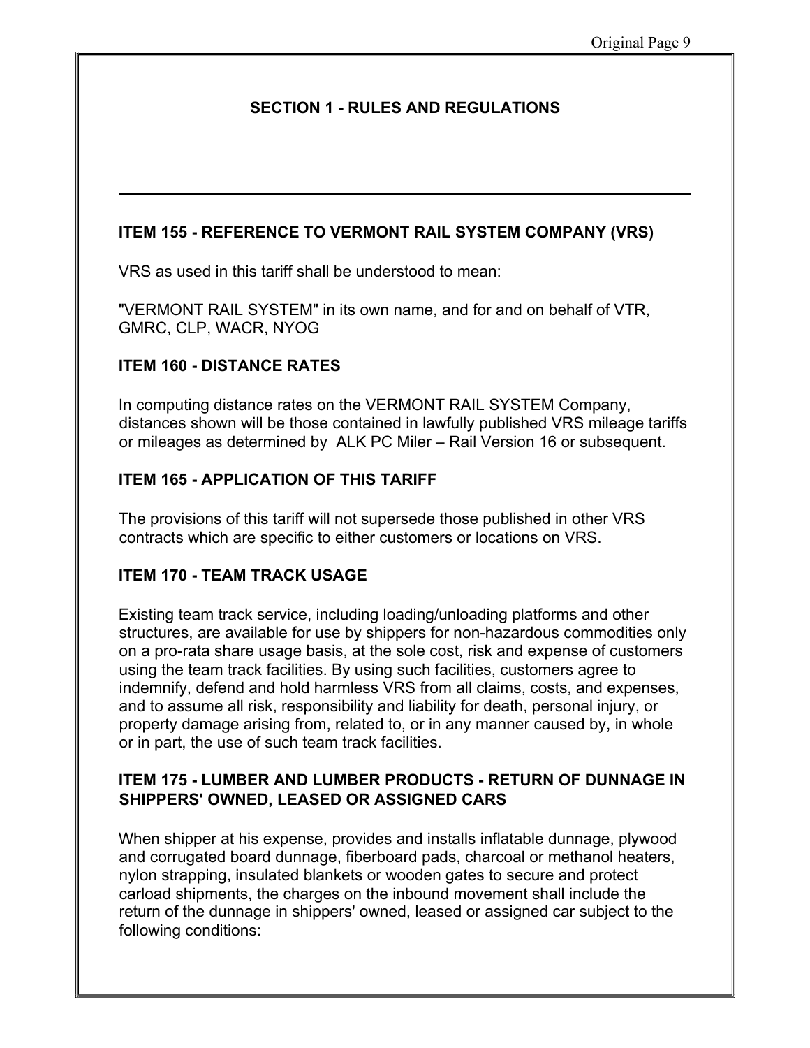## SECTION 1 - RULES AND REGULATIONS

---

### ITEM 155 - REFERENCE TO VERMONT RAIL SYSTEM COMPANY (VRS)

VRS as used in this tariff shall be understood to mean:

"VERMONT RAIL SYSTEM" in its own name, and for and on behalf of VTR, GMRC, CLP, WACR, NYOG

### ITEM 160 - DISTANCE RATES

In computing distance rates on the VERMONT RAIL SYSTEM Company, distances shown will be those contained in lawfully published VRS mileage tariffs or mileages as determined by ALK PC Miler – Rail Version 16 or subsequent.

### ITEM 165 - APPLICATION OF THIS TARIFF

The provisions of this tariff will not supersede those published in other VRS contracts which are specific to either customers or locations on VRS.

### ITEM 170 - TEAM TRACK USAGE

Existing team track service, including loading/unloading platforms and other structures, are available for use by shippers for non-hazardous commodities only on a pro-rata share usage basis, at the sole cost, risk and expense of customers using the team track facilities. By using such facilities, customers agree to indemnify, defend and hold harmless VRS from all claims, costs, and expenses, and to assume all risk, responsibility and liability for death, personal injury, or property damage arising from, related to, or in any manner caused by, in whole or in part, the use of such team track facilities.

### ITEM 175 - LUMBER AND LUMBER PRODUCTS - RETURN OF DUNNAGE IN SHIPPERS' OWNED, LEASED OR ASSIGNED CARS

When shipper at his expense, provides and installs inflatable dunnage, plywood and corrugated board dunnage, fiberboard pads, charcoal or methanol heaters, nylon strapping, insulated blankets or wooden gates to secure and protect carload shipments, the charges on the inbound movement shall include the return of the dunnage in shippers' owned, leased or assigned car subject to the following conditions: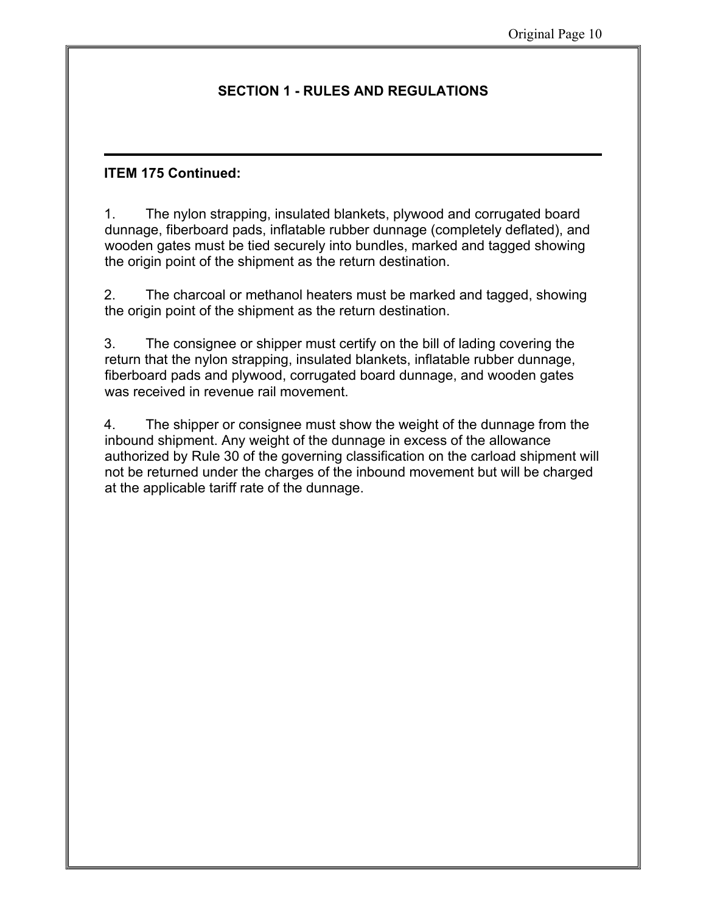## SECTION 1 - RULES AND REGULATIONS

**ITEM 175 Continued:**

1. The nylon strapping, insulated blankets, plywood and corrugated board dunnage, fiberboard pads, inflatable rubber dunnage (completely deflated), and wooden gates must be tied securely into bundles, marked and tagged showing the origin point of the shipment as the return destination.

2. The charcoal or methanol heaters must be marked and tagged, showing the origin point of the shipment as the return destination.

3. The consignee or shipper must certify on the bill of lading covering the return that the nylon strapping, insulated blankets, inflatable rubber dunnage, fiberboard pads and plywood, corrugated board dunnage, and wooden gates was received in revenue rail movement.

4. The shipper or consignee must show the weight of the dunnage from the inbound shipment. Any weight of the dunnage in excess of the allowance authorized by Rule 30 of the governing classification on the carload shipment will not be returned under the charges of the inbound movement but will be charged at the applicable tariff rate of the dunnage.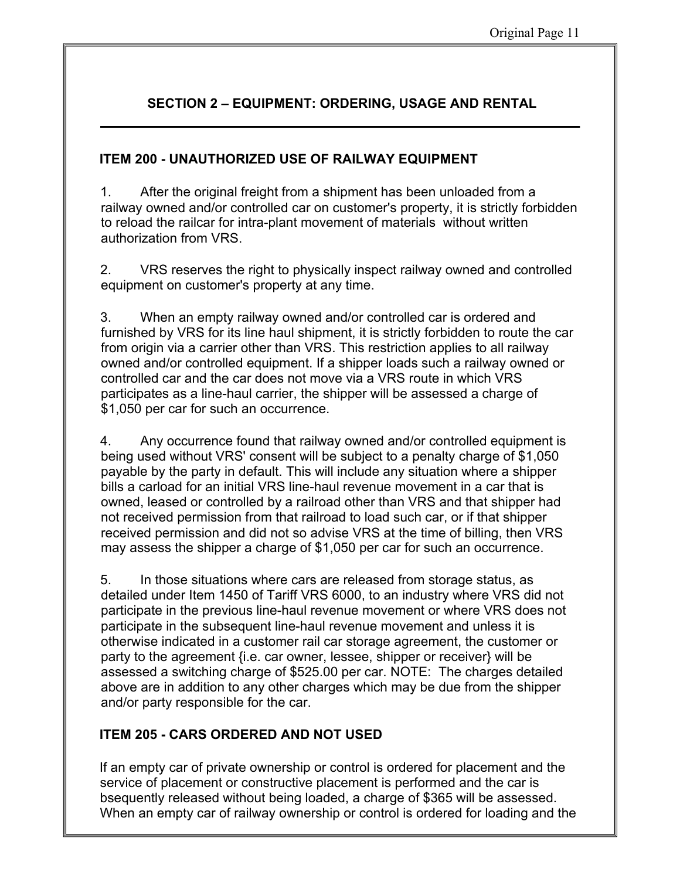## SECTION 2 – EQUIPMENT: ORDERING, USAGE AND RENTAL

### ITEM 200 - UNAUTHORIZED USE OF RAILWAY EQUIPMENT

1. After the original freight from a shipment has been unloaded from a railway owned and/or controlled car on customer's property, it is strictly forbidden to reload the railcar for intra-plant movement of materials without written authorization from VRS.

2. VRS reserves the right to physically inspect railway owned and controlled equipment on customer's property at any time.

3. When an empty railway owned and/or controlled car is ordered and furnished by VRS for its line haul shipment, it is strictly forbidden to route the car from origin via a carrier other than VRS. This restriction applies to all railway owned and/or controlled equipment. If a shipper loads such a railway owned or controlled car and the car does not move via a VRS route in which VRS participates as a line-haul carrier, the shipper will be assessed a charge of $1,050 per car for such an occurrence.

4. Any occurrence found that railway owned and/or controlled equipment is being used without VRS' consent will be subject to a penalty charge of $1,050 payable by the party in default. This will include any situation where a shipper bills a carload for an initial VRS line-haul revenue movement in a car that is owned, leased or controlled by a railroad other than VRS and that shipper had not received permission from that railroad to load such car, or if that shipper received permission and did not so advise VRS at the time of billing, then VRS may assess the shipper a charge of $1,050 per car for such an occurrence.

5. In those situations where cars are released from storage status, as detailed under Item 1450 of Tariff VRS 6000, to an industry where VRS did not participate in the previous line-haul revenue movement or where VRS does not participate in the subsequent line-haul revenue movement and unless it is otherwise indicated in a customer rail car storage agreement, the customer or party to the agreement {i.e. car owner, lessee, shipper or receiver} will be assessed a switching charge of $525.00 per car. NOTE: The charges detailed above are in addition to any other charges which may be due from the shipper and/or party responsible for the car.

### ITEM 205 - CARS ORDERED AND NOT USED

If an empty car of private ownership or control is ordered for placement and the service of placement or constructive placement is performed and the car is bsequently released without being loaded, a charge of $365 will be assessed. When an empty car of railway ownership or control is ordered for loading and the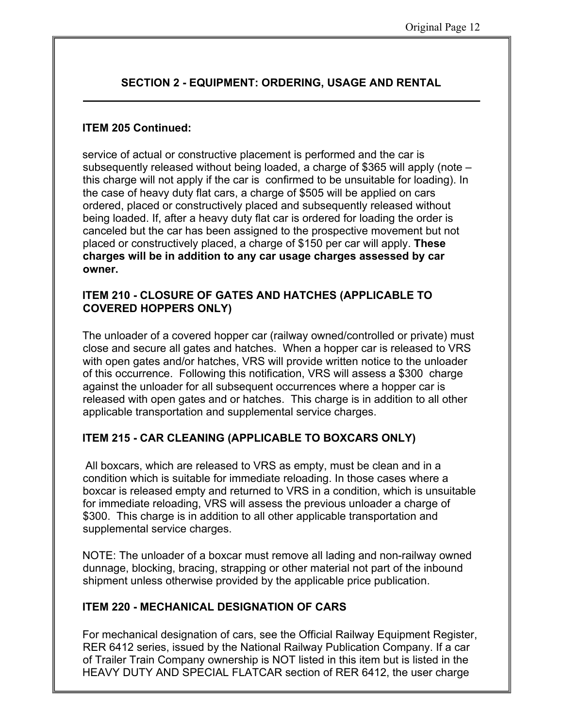## SECTION 2 - EQUIPMENT: ORDERING, USAGE AND RENTAL

**ITEM 205 Continued:**

service of actual or constructive placement is performed and the car is subsequently released without being loaded, a charge of $365 will apply (note – this charge will not apply if the car is confirmed to be unsuitable for loading). In the case of heavy duty flat cars, a charge of $505 will be applied on cars ordered, placed or constructively placed and subsequently released without being loaded. If, after a heavy duty flat car is ordered for loading the order is canceled but the car has been assigned to the prospective movement but not placed or constructively placed, a charge of $150 per car will apply. **These charges will be in addition to any car usage charges assessed by car owner.**

**ITEM 210 - CLOSURE OF GATES AND HATCHES (APPLICABLE TO COVERED HOPPERS ONLY)**

The unloader of a covered hopper car (railway owned/controlled or private) must close and secure all gates and hatches. When a hopper car is released to VRS with open gates and/or hatches, VRS will provide written notice to the unloader of this occurrence. Following this notification, VRS will assess a $300 charge against the unloader for all subsequent occurrences where a hopper car is released with open gates and or hatches. This charge is in addition to all other applicable transportation and supplemental service charges.

**ITEM 215 - CAR CLEANING (APPLICABLE TO BOXCARS ONLY)**

All boxcars, which are released to VRS as empty, must be clean and in a condition which is suitable for immediate reloading. In those cases where a boxcar is released empty and returned to VRS in a condition, which is unsuitable for immediate reloading, VRS will assess the previous unloader a charge of $300. This charge is in addition to all other applicable transportation and supplemental service charges.

NOTE: The unloader of a boxcar must remove all lading and non-railway owned dunnage, blocking, bracing, strapping or other material not part of the inbound shipment unless otherwise provided by the applicable price publication.

**ITEM 220 - MECHANICAL DESIGNATION OF CARS**

For mechanical designation of cars, see the Official Railway Equipment Register, RER 6412 series, issued by the National Railway Publication Company. If a car of Trailer Train Company ownership is NOT listed in this item but is listed in the HEAVY DUTY AND SPECIAL FLATCAR section of RER 6412, the user charge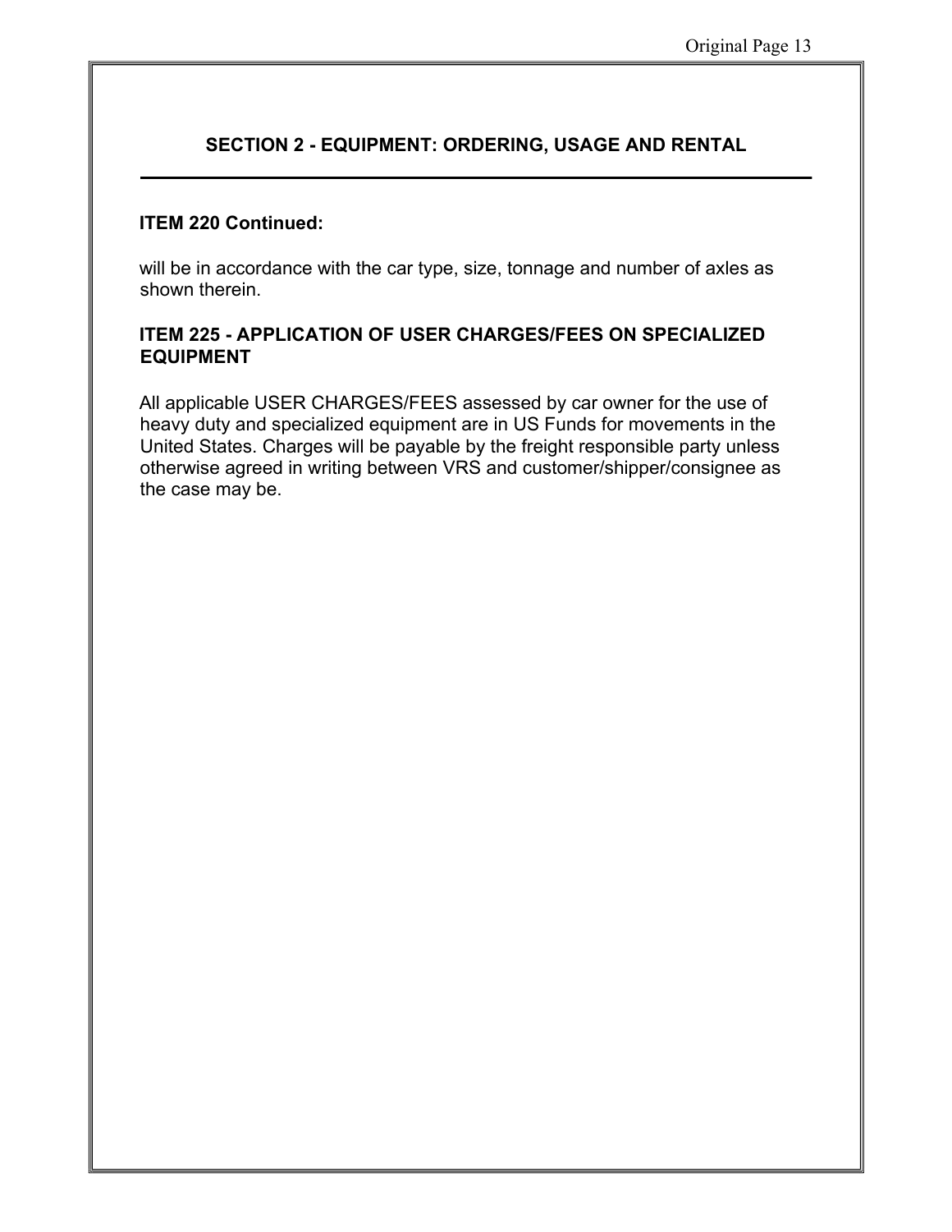## SECTION 2 - EQUIPMENT: ORDERING, USAGE AND RENTAL

---

**ITEM 220 Continued:**

will be in accordance with the car type, size, tonnage and number of axles as shown therein.

### ITEM 225 - APPLICATION OF USER CHARGES/FEES ON SPECIALIZED EQUIPMENT

All applicable USER CHARGES/FEES assessed by car owner for the use of heavy duty and specialized equipment are in US Funds for movements in the United States. Charges will be payable by the freight responsible party unless otherwise agreed in writing between VRS and customer/shipper/consignee as the case may be.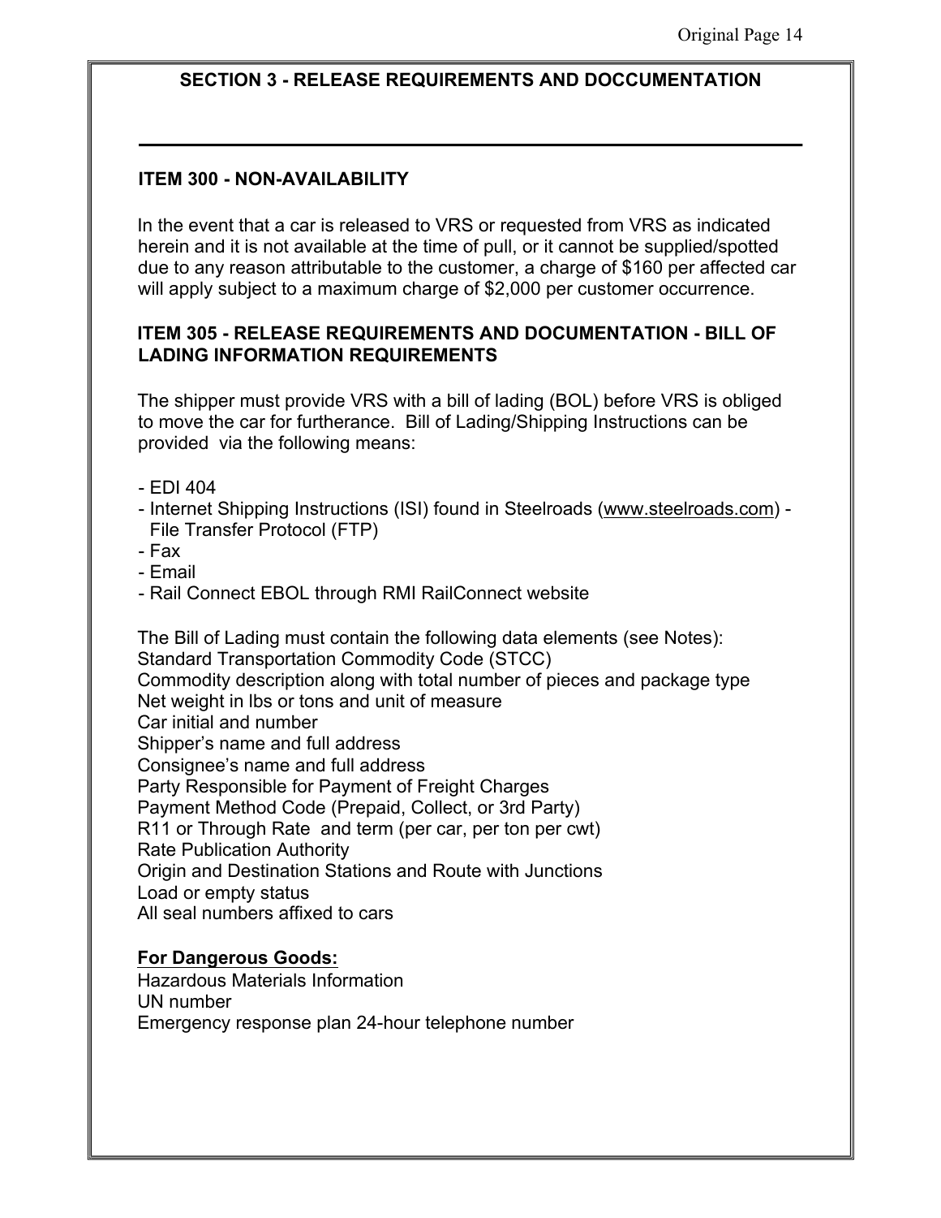## SECTION 3 - RELEASE REQUIREMENTS AND DOCCUMENTATION

---

### ITEM 300 - NON-AVAILABILITY

In the event that a car is released to VRS or requested from VRS as indicated herein and it is not available at the time of pull, or it cannot be supplied/spotted due to any reason attributable to the customer, a charge of $160 per affected car will apply subject to a maximum charge of $2,000 per customer occurrence.

### ITEM 305 - RELEASE REQUIREMENTS AND DOCUMENTATION - BILL OF LADING INFORMATION REQUIREMENTS

The shipper must provide VRS with a bill of lading (BOL) before VRS is obliged to move the car for furtherance. Bill of Lading/Shipping Instructions can be provided via the following means:

- EDI 404
- Internet Shipping Instructions (ISI) found in Steelroads (www.steelroads.com) - File Transfer Protocol (FTP)
- Fax
- Email
- Rail Connect EBOL through RMI RailConnect website

The Bill of Lading must contain the following data elements (see Notes):
Standard Transportation Commodity Code (STCC)
Commodity description along with total number of pieces and package type
Net weight in lbs or tons and unit of measure
Car initial and number
Shipper's name and full address
Consignee's name and full address
Party Responsible for Payment of Freight Charges
Payment Method Code (Prepaid, Collect, or 3rd Party)
R11 or Through Rate and term (per car, per ton per cwt)
Rate Publication Authority
Origin and Destination Stations and Route with Junctions
Load or empty status
All seal numbers affixed to cars

**For Dangerous Goods:**
Hazardous Materials Information
UN number
Emergency response plan 24-hour telephone number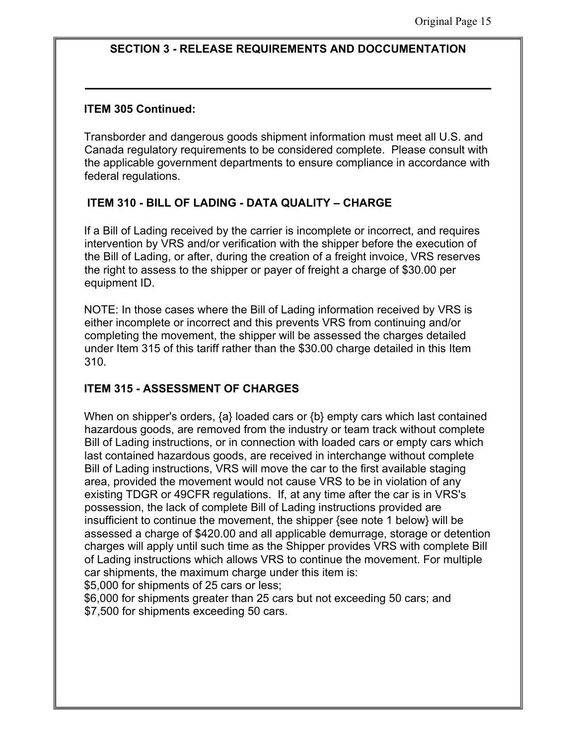## SECTION 3 - RELEASE REQUIREMENTS AND DOCCUMENTATION

---

**ITEM 305 Continued:**

Transborder and dangerous goods shipment information must meet all U.S. and Canada regulatory requirements to be considered complete. Please consult with the applicable government departments to ensure compliance in accordance with federal regulations.

**ITEM 310 - BILL OF LADING - DATA QUALITY – CHARGE**

If a Bill of Lading received by the carrier is incomplete or incorrect, and requires intervention by VRS and/or verification with the shipper before the execution of the Bill of Lading, or after, during the creation of a freight invoice, VRS reserves the right to assess to the shipper or payer of freight a charge of $30.00 per equipment ID.

NOTE: In those cases where the Bill of Lading information received by VRS is either incomplete or incorrect and this prevents VRS from continuing and/or completing the movement, the shipper will be assessed the charges detailed under Item 315 of this tariff rather than the $30.00 charge detailed in this Item 310.

**ITEM 315 - ASSESSMENT OF CHARGES**

When on shipper's orders, {a} loaded cars or {b} empty cars which last contained hazardous goods, are removed from the industry or team track without complete Bill of Lading instructions, or in connection with loaded cars or empty cars which last contained hazardous goods, are received in interchange without complete Bill of Lading instructions, VRS will move the car to the first available staging area, provided the movement would not cause VRS to be in violation of any existing TDGR or 49CFR regulations. If, at any time after the car is in VRS's possession, the lack of complete Bill of Lading instructions provided are insufficient to continue the movement, the shipper {see note 1 below} will be assessed a charge of $420.00 and all applicable demurrage, storage or detention charges will apply until such time as the Shipper provides VRS with complete Bill of Lading instructions which allows VRS to continue the movement. For multiple car shipments, the maximum charge under this item is:
$5,000 for shipments of 25 cars or less;
$6,000 for shipments greater than 25 cars but not exceeding 50 cars; and
$7,500 for shipments exceeding 50 cars.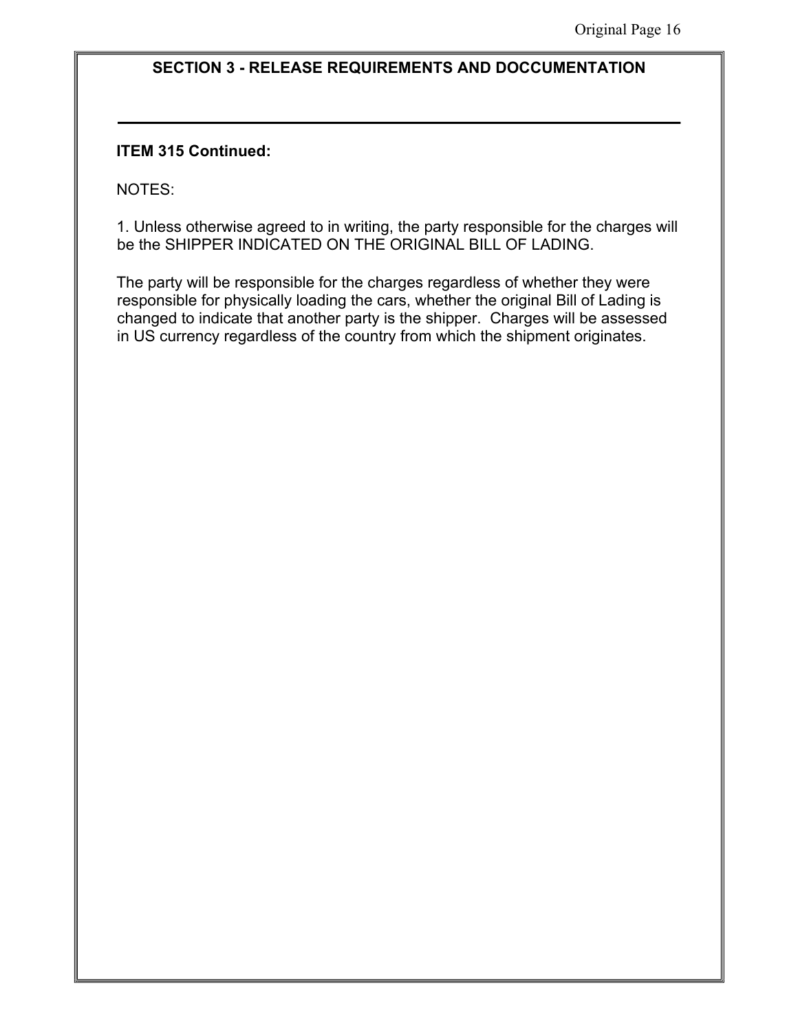## SECTION 3 - RELEASE REQUIREMENTS AND DOCCUMENTATION

---

**ITEM 315 Continued:**

NOTES:

1. Unless otherwise agreed to in writing, the party responsible for the charges will be the SHIPPER INDICATED ON THE ORIGINAL BILL OF LADING.

The party will be responsible for the charges regardless of whether they were responsible for physically loading the cars, whether the original Bill of Lading is changed to indicate that another party is the shipper. Charges will be assessed in US currency regardless of the country from which the shipment originates.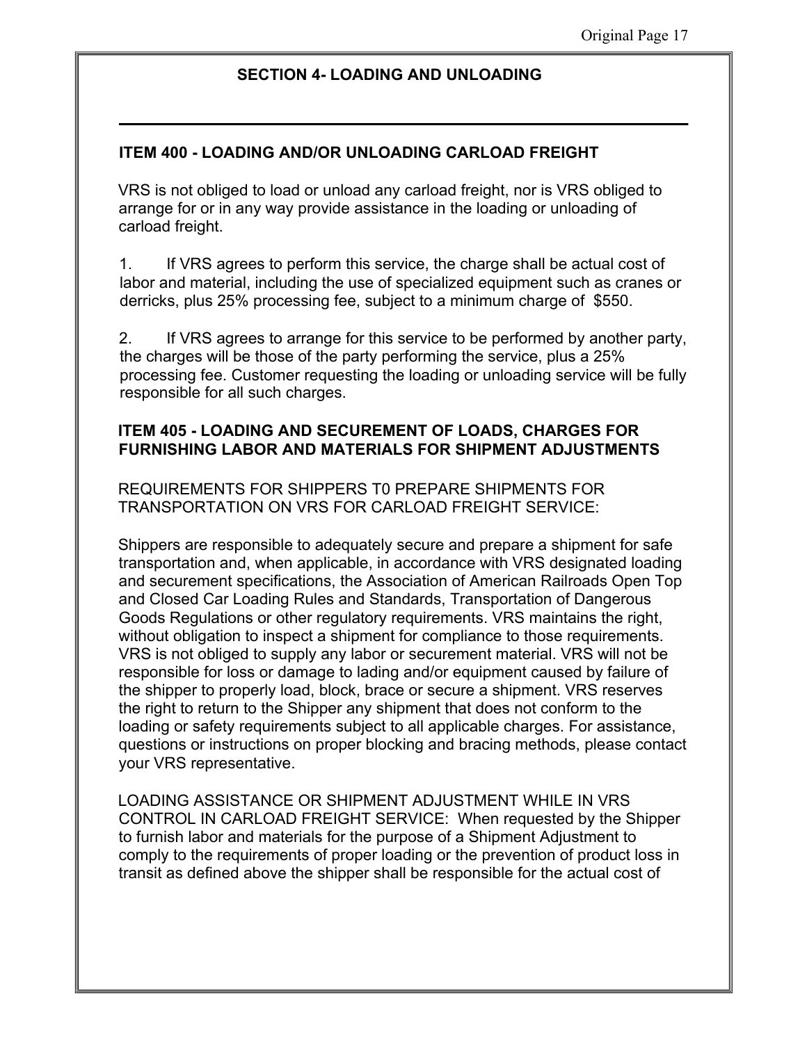## SECTION 4- LOADING AND UNLOADING

---

### ITEM 400 - LOADING AND/OR UNLOADING CARLOAD FREIGHT

VRS is not obliged to load or unload any carload freight, nor is VRS obliged to arrange for or in any way provide assistance in the loading or unloading of carload freight.

1. If VRS agrees to perform this service, the charge shall be actual cost of labor and material, including the use of specialized equipment such as cranes or derricks, plus 25% processing fee, subject to a minimum charge of $550.

2. If VRS agrees to arrange for this service to be performed by another party, the charges will be those of the party performing the service, plus a 25% processing fee. Customer requesting the loading or unloading service will be fully responsible for all such charges.

### ITEM 405 - LOADING AND SECUREMENT OF LOADS, CHARGES FOR FURNISHING LABOR AND MATERIALS FOR SHIPMENT ADJUSTMENTS

REQUIREMENTS FOR SHIPPERS T0 PREPARE SHIPMENTS FOR TRANSPORTATION ON VRS FOR CARLOAD FREIGHT SERVICE:

Shippers are responsible to adequately secure and prepare a shipment for safe transportation and, when applicable, in accordance with VRS designated loading and securement specifications, the Association of American Railroads Open Top and Closed Car Loading Rules and Standards, Transportation of Dangerous Goods Regulations or other regulatory requirements. VRS maintains the right, without obligation to inspect a shipment for compliance to those requirements. VRS is not obliged to supply any labor or securement material. VRS will not be responsible for loss or damage to lading and/or equipment caused by failure of the shipper to properly load, block, brace or secure a shipment. VRS reserves the right to return to the Shipper any shipment that does not conform to the loading or safety requirements subject to all applicable charges. For assistance, questions or instructions on proper blocking and bracing methods, please contact your VRS representative.

LOADING ASSISTANCE OR SHIPMENT ADJUSTMENT WHILE IN VRS CONTROL IN CARLOAD FREIGHT SERVICE: When requested by the Shipper to furnish labor and materials for the purpose of a Shipment Adjustment to comply to the requirements of proper loading or the prevention of product loss in transit as defined above the shipper shall be responsible for the actual cost of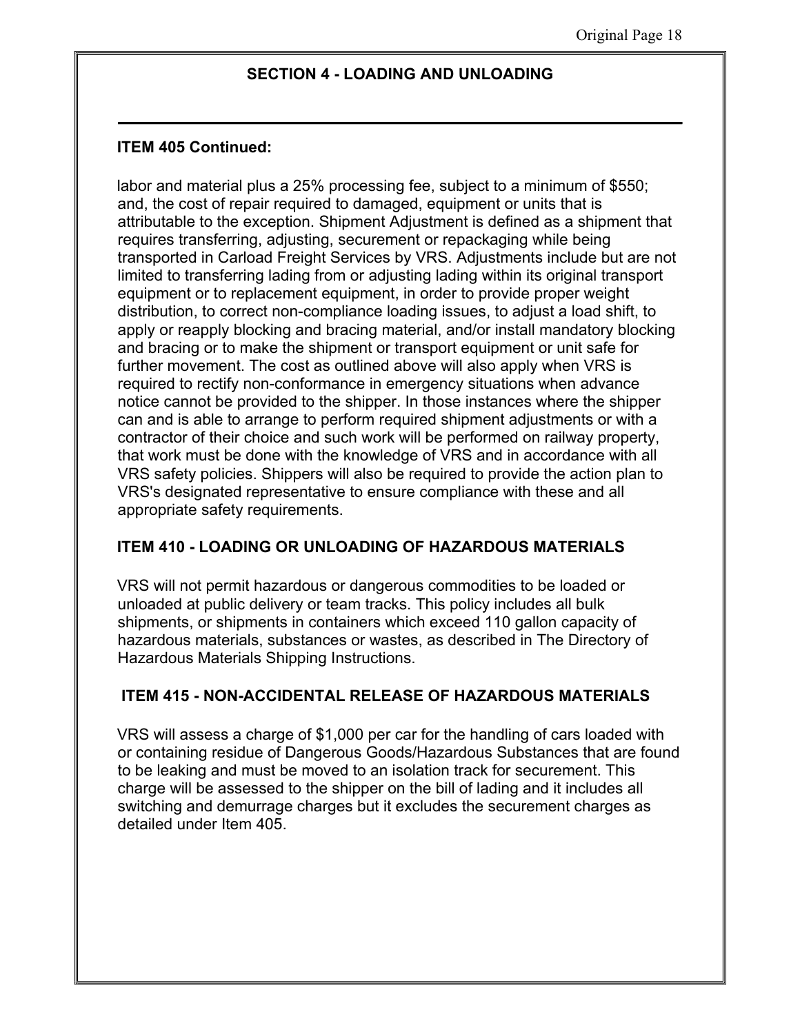## SECTION 4 - LOADING AND UNLOADING

**ITEM 405 Continued:**

labor and material plus a 25% processing fee, subject to a minimum of $550; and, the cost of repair required to damaged, equipment or units that is attributable to the exception. Shipment Adjustment is defined as a shipment that requires transferring, adjusting, securement or repackaging while being transported in Carload Freight Services by VRS. Adjustments include but are not limited to transferring lading from or adjusting lading within its original transport equipment or to replacement equipment, in order to provide proper weight distribution, to correct non-compliance loading issues, to adjust a load shift, to apply or reapply blocking and bracing material, and/or install mandatory blocking and bracing or to make the shipment or transport equipment or unit safe for further movement. The cost as outlined above will also apply when VRS is required to rectify non-conformance in emergency situations when advance notice cannot be provided to the shipper. In those instances where the shipper can and is able to arrange to perform required shipment adjustments or with a contractor of their choice and such work will be performed on railway property, that work must be done with the knowledge of VRS and in accordance with all VRS safety policies. Shippers will also be required to provide the action plan to VRS's designated representative to ensure compliance with these and all appropriate safety requirements.

**ITEM 410 - LOADING OR UNLOADING OF HAZARDOUS MATERIALS**

VRS will not permit hazardous or dangerous commodities to be loaded or unloaded at public delivery or team tracks. This policy includes all bulk shipments, or shipments in containers which exceed 110 gallon capacity of hazardous materials, substances or wastes, as described in The Directory of Hazardous Materials Shipping Instructions.

**ITEM 415 - NON-ACCIDENTAL RELEASE OF HAZARDOUS MATERIALS**

VRS will assess a charge of $1,000 per car for the handling of cars loaded with or containing residue of Dangerous Goods/Hazardous Substances that are found to be leaking and must be moved to an isolation track for securement. This charge will be assessed to the shipper on the bill of lading and it includes all switching and demurrage charges but it excludes the securement charges as detailed under Item 405.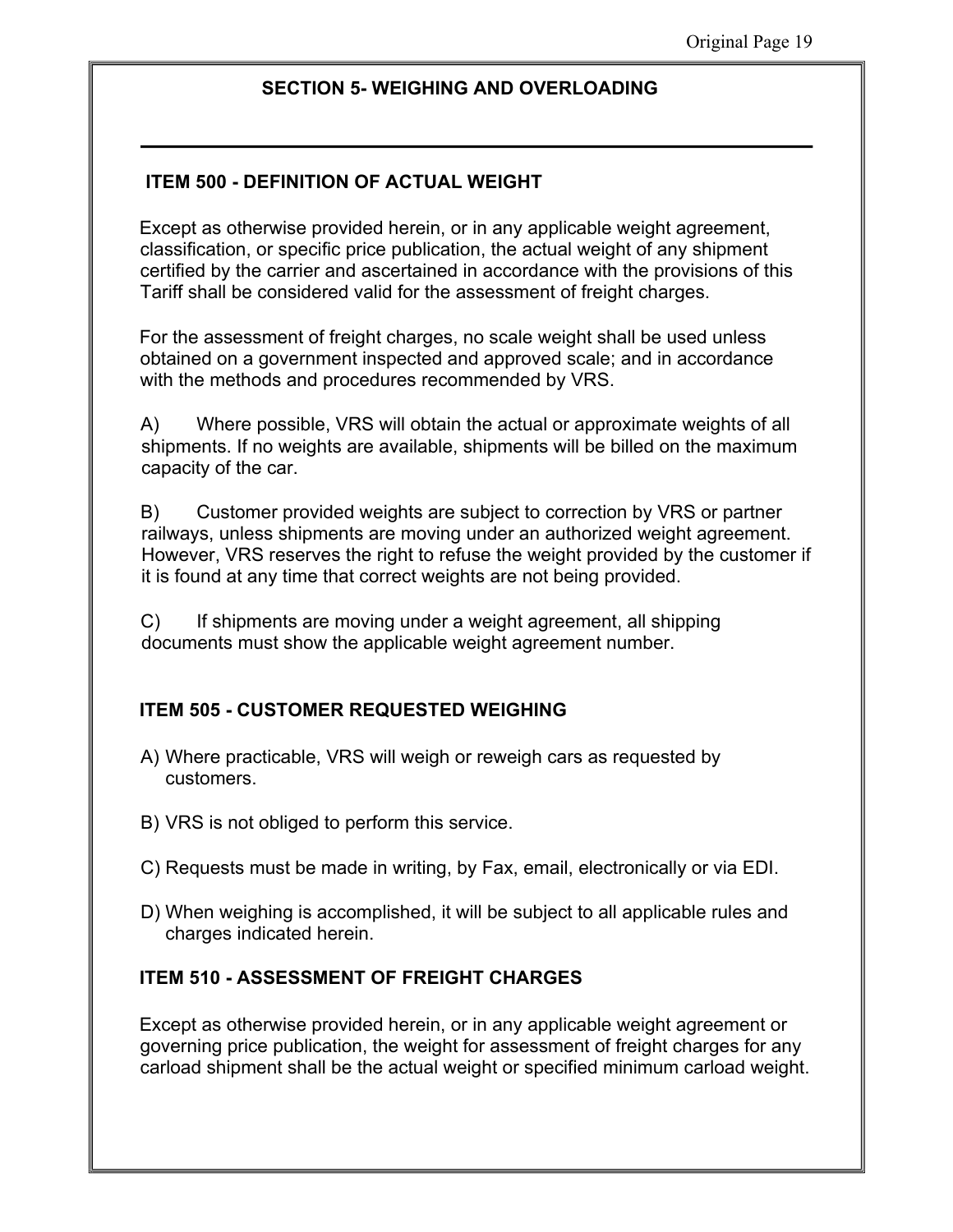## SECTION 5- WEIGHING AND OVERLOADING

### ITEM 500 - DEFINITION OF ACTUAL WEIGHT

Except as otherwise provided herein, or in any applicable weight agreement, classification, or specific price publication, the actual weight of any shipment certified by the carrier and ascertained in accordance with the provisions of this Tariff shall be considered valid for the assessment of freight charges.

For the assessment of freight charges, no scale weight shall be used unless obtained on a government inspected and approved scale; and in accordance with the methods and procedures recommended by VRS.

A) Where possible, VRS will obtain the actual or approximate weights of all shipments. If no weights are available, shipments will be billed on the maximum capacity of the car.

B) Customer provided weights are subject to correction by VRS or partner railways, unless shipments are moving under an authorized weight agreement. However, VRS reserves the right to refuse the weight provided by the customer if it is found at any time that correct weights are not being provided.

C) If shipments are moving under a weight agreement, all shipping documents must show the applicable weight agreement number.

### ITEM 505 - CUSTOMER REQUESTED WEIGHING

A) Where practicable, VRS will weigh or reweigh cars as requested by customers.

B) VRS is not obliged to perform this service.

C) Requests must be made in writing, by Fax, email, electronically or via EDI.

D) When weighing is accomplished, it will be subject to all applicable rules and charges indicated herein.

### ITEM 510 - ASSESSMENT OF FREIGHT CHARGES

Except as otherwise provided herein, or in any applicable weight agreement or governing price publication, the weight for assessment of freight charges for any carload shipment shall be the actual weight or specified minimum carload weight.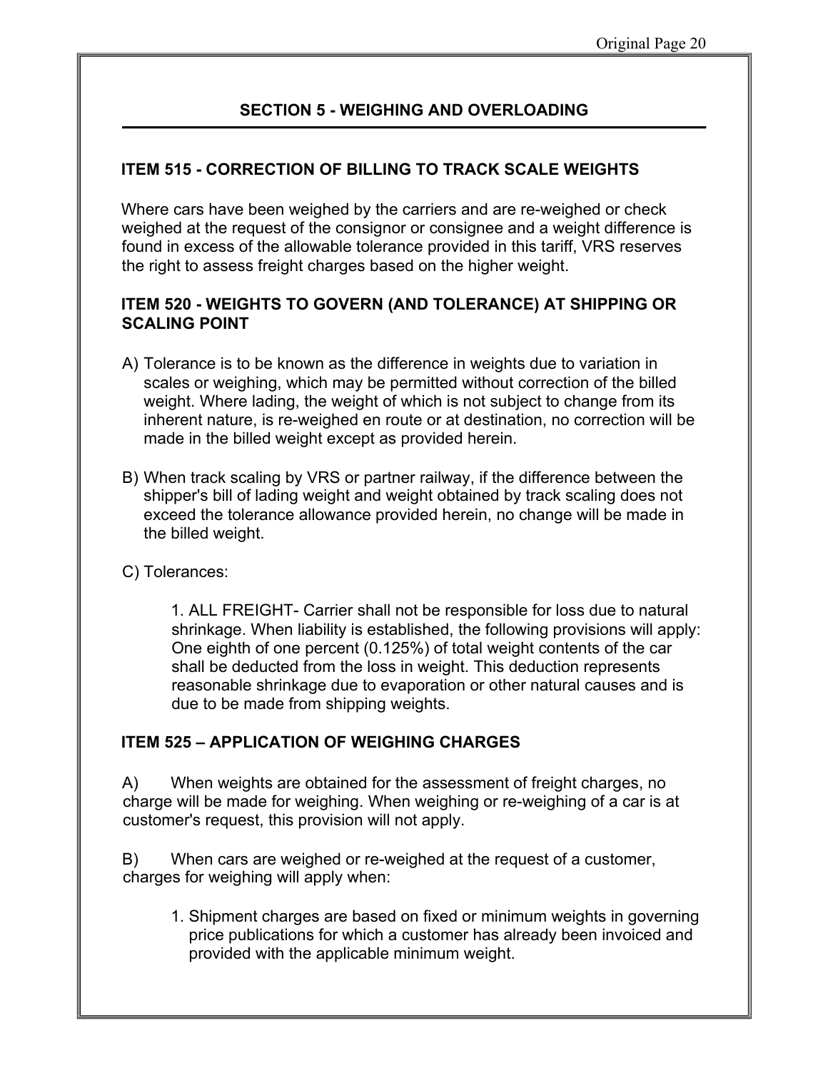## SECTION 5 - WEIGHING AND OVERLOADING

### ITEM 515 - CORRECTION OF BILLING TO TRACK SCALE WEIGHTS

Where cars have been weighed by the carriers and are re-weighed or check weighed at the request of the consignor or consignee and a weight difference is found in excess of the allowable tolerance provided in this tariff, VRS reserves the right to assess freight charges based on the higher weight.

### ITEM 520 - WEIGHTS TO GOVERN (AND TOLERANCE) AT SHIPPING OR SCALING POINT

A) Tolerance is to be known as the difference in weights due to variation in scales or weighing, which may be permitted without correction of the billed weight. Where lading, the weight of which is not subject to change from its inherent nature, is re-weighed en route or at destination, no correction will be made in the billed weight except as provided herein.

B) When track scaling by VRS or partner railway, if the difference between the shipper's bill of lading weight and weight obtained by track scaling does not exceed the tolerance allowance provided herein, no change will be made in the billed weight.

C) Tolerances:

> 1. ALL FREIGHT- Carrier shall not be responsible for loss due to natural shrinkage. When liability is established, the following provisions will apply: One eighth of one percent (0.125%) of total weight contents of the car shall be deducted from the loss in weight. This deduction represents reasonable shrinkage due to evaporation or other natural causes and is due to be made from shipping weights.

### ITEM 525 – APPLICATION OF WEIGHING CHARGES

A) When weights are obtained for the assessment of freight charges, no charge will be made for weighing. When weighing or re-weighing of a car is at customer's request, this provision will not apply.

B) When cars are weighed or re-weighed at the request of a customer, charges for weighing will apply when:

> 1. Shipment charges are based on fixed or minimum weights in governing price publications for which a customer has already been invoiced and provided with the applicable minimum weight.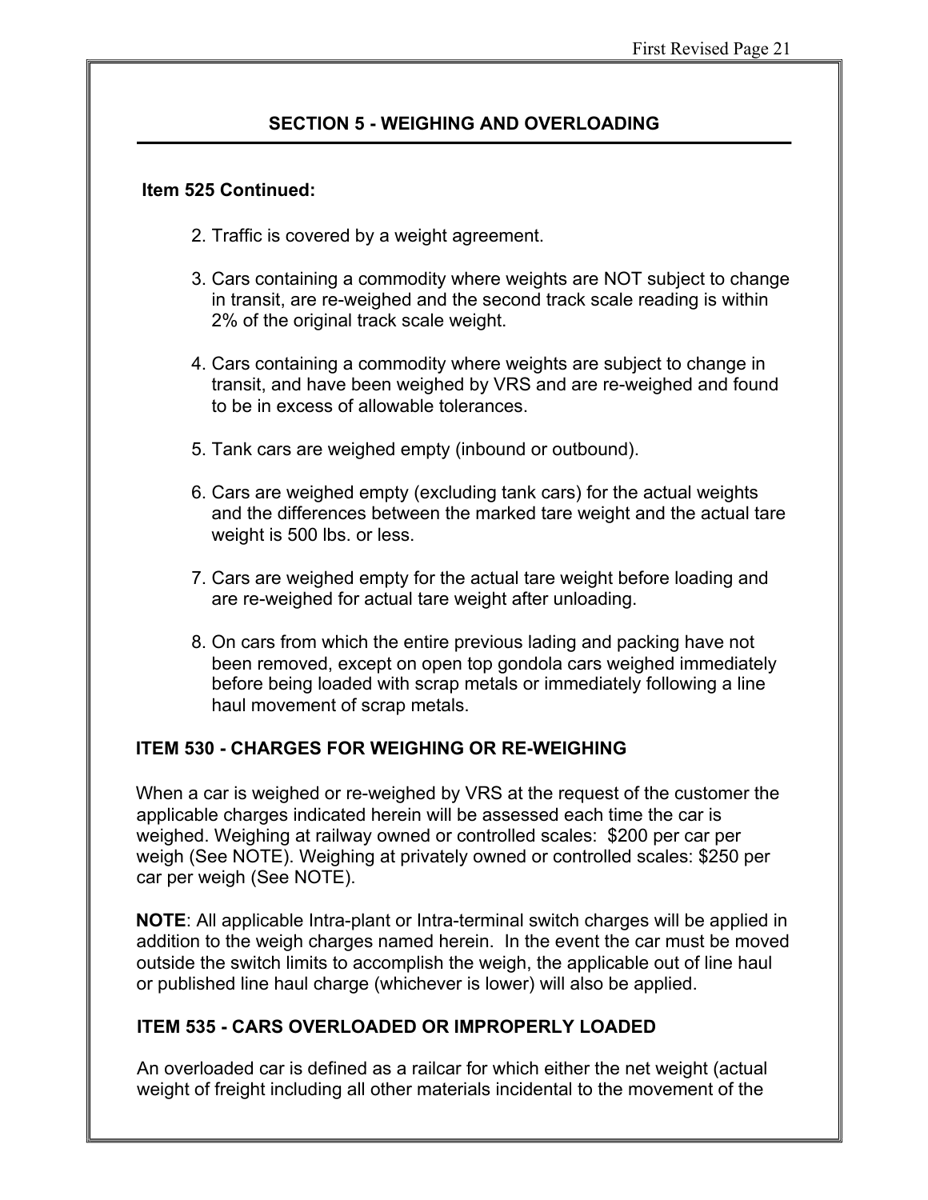## SECTION 5 - WEIGHING AND OVERLOADING

**Item 525 Continued:**

2. Traffic is covered by a weight agreement.

3. Cars containing a commodity where weights are NOT subject to change in transit, are re-weighed and the second track scale reading is within 2% of the original track scale weight.

4. Cars containing a commodity where weights are subject to change in transit, and have been weighed by VRS and are re-weighed and found to be in excess of allowable tolerances.

5. Tank cars are weighed empty (inbound or outbound).

6. Cars are weighed empty (excluding tank cars) for the actual weights and the differences between the marked tare weight and the actual tare weight is 500 lbs. or less.

7. Cars are weighed empty for the actual tare weight before loading and are re-weighed for actual tare weight after unloading.

8. On cars from which the entire previous lading and packing have not been removed, except on open top gondola cars weighed immediately before being loaded with scrap metals or immediately following a line haul movement of scrap metals.

### ITEM 530 - CHARGES FOR WEIGHING OR RE-WEIGHING

When a car is weighed or re-weighed by VRS at the request of the customer the applicable charges indicated herein will be assessed each time the car is weighed. Weighing at railway owned or controlled scales: $200 per car per weigh (See NOTE). Weighing at privately owned or controlled scales: $250 per car per weigh (See NOTE).

**NOTE**: All applicable Intra-plant or Intra-terminal switch charges will be applied in addition to the weigh charges named herein. In the event the car must be moved outside the switch limits to accomplish the weigh, the applicable out of line haul or published line haul charge (whichever is lower) will also be applied.

### ITEM 535 - CARS OVERLOADED OR IMPROPERLY LOADED

An overloaded car is defined as a railcar for which either the net weight (actual weight of freight including all other materials incidental to the movement of the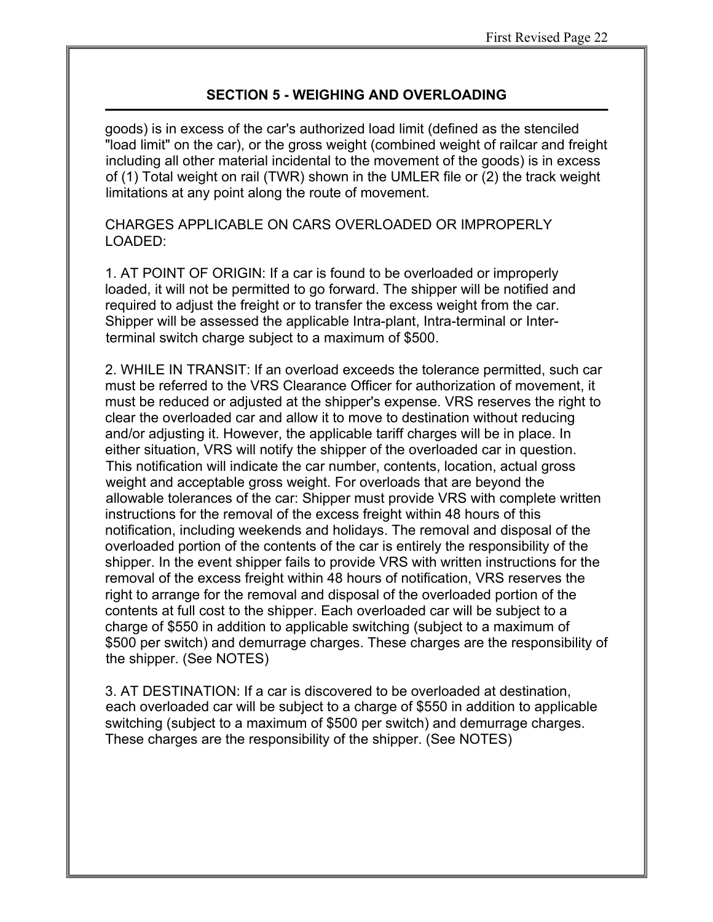## SECTION 5 - WEIGHING AND OVERLOADING

goods) is in excess of the car's authorized load limit (defined as the stenciled "load limit" on the car), or the gross weight (combined weight of railcar and freight including all other material incidental to the movement of the goods) is in excess of (1) Total weight on rail (TWR) shown in the UMLER file or (2) the track weight limitations at any point along the route of movement.

CHARGES APPLICABLE ON CARS OVERLOADED OR IMPROPERLY LOADED:

1. AT POINT OF ORIGIN: If a car is found to be overloaded or improperly loaded, it will not be permitted to go forward. The shipper will be notified and required to adjust the freight or to transfer the excess weight from the car. Shipper will be assessed the applicable Intra-plant, Intra-terminal or Inter-terminal switch charge subject to a maximum of $500.

2. WHILE IN TRANSIT: If an overload exceeds the tolerance permitted, such car must be referred to the VRS Clearance Officer for authorization of movement, it must be reduced or adjusted at the shipper's expense. VRS reserves the right to clear the overloaded car and allow it to move to destination without reducing and/or adjusting it. However, the applicable tariff charges will be in place. In either situation, VRS will notify the shipper of the overloaded car in question. This notification will indicate the car number, contents, location, actual gross weight and acceptable gross weight. For overloads that are beyond the allowable tolerances of the car: Shipper must provide VRS with complete written instructions for the removal of the excess freight within 48 hours of this notification, including weekends and holidays. The removal and disposal of the overloaded portion of the contents of the car is entirely the responsibility of the shipper. In the event shipper fails to provide VRS with written instructions for the removal of the excess freight within 48 hours of notification, VRS reserves the right to arrange for the removal and disposal of the overloaded portion of the contents at full cost to the shipper. Each overloaded car will be subject to a charge of $550 in addition to applicable switching (subject to a maximum of $500 per switch) and demurrage charges. These charges are the responsibility of the shipper. (See NOTES)

3. AT DESTINATION: If a car is discovered to be overloaded at destination, each overloaded car will be subject to a charge of $550 in addition to applicable switching (subject to a maximum of $500 per switch) and demurrage charges. These charges are the responsibility of the shipper. (See NOTES)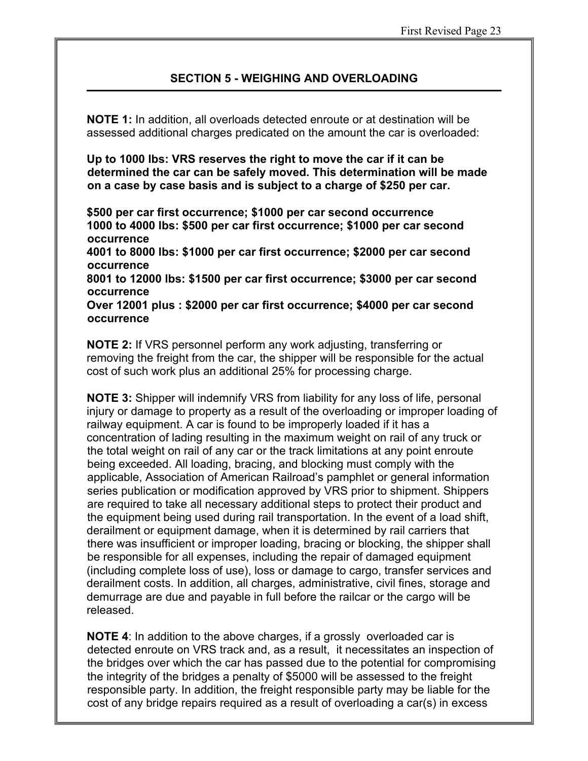## SECTION 5 - WEIGHING AND OVERLOADING

**NOTE 1:** In addition, all overloads detected enroute or at destination will be assessed additional charges predicated on the amount the car is overloaded:

**Up to 1000 lbs: VRS reserves the right to move the car if it can be determined the car can be safely moved. This determination will be made on a case by case basis and is subject to a charge of $250 per car.**

**$500 per car first occurrence; $1000 per car second occurrence**
**1000 to 4000 lbs: $500 per car first occurrence; $1000 per car second occurrence**
**4001 to 8000 lbs: $1000 per car first occurrence; $2000 per car second occurrence**
**8001 to 12000 lbs: $1500 per car first occurrence; $3000 per car second occurrence**
**Over 12001 plus : $2000 per car first occurrence; $4000 per car second occurrence**

**NOTE 2:** If VRS personnel perform any work adjusting, transferring or removing the freight from the car, the shipper will be responsible for the actual cost of such work plus an additional 25% for processing charge.

**NOTE 3:** Shipper will indemnify VRS from liability for any loss of life, personal injury or damage to property as a result of the overloading or improper loading of railway equipment. A car is found to be improperly loaded if it has a concentration of lading resulting in the maximum weight on rail of any truck or the total weight on rail of any car or the track limitations at any point enroute being exceeded. All loading, bracing, and blocking must comply with the applicable, Association of American Railroad's pamphlet or general information series publication or modification approved by VRS prior to shipment. Shippers are required to take all necessary additional steps to protect their product and the equipment being used during rail transportation. In the event of a load shift, derailment or equipment damage, when it is determined by rail carriers that there was insufficient or improper loading, bracing or blocking, the shipper shall be responsible for all expenses, including the repair of damaged equipment (including complete loss of use), loss or damage to cargo, transfer services and derailment costs. In addition, all charges, administrative, civil fines, storage and demurrage are due and payable in full before the railcar or the cargo will be released.

**NOTE 4**: In addition to the above charges, if a grossly overloaded car is detected enroute on VRS track and, as a result, it necessitates an inspection of the bridges over which the car has passed due to the potential for compromising the integrity of the bridges a penalty of $5000 will be assessed to the freight responsible party. In addition, the freight responsible party may be liable for the cost of any bridge repairs required as a result of overloading a car(s) in excess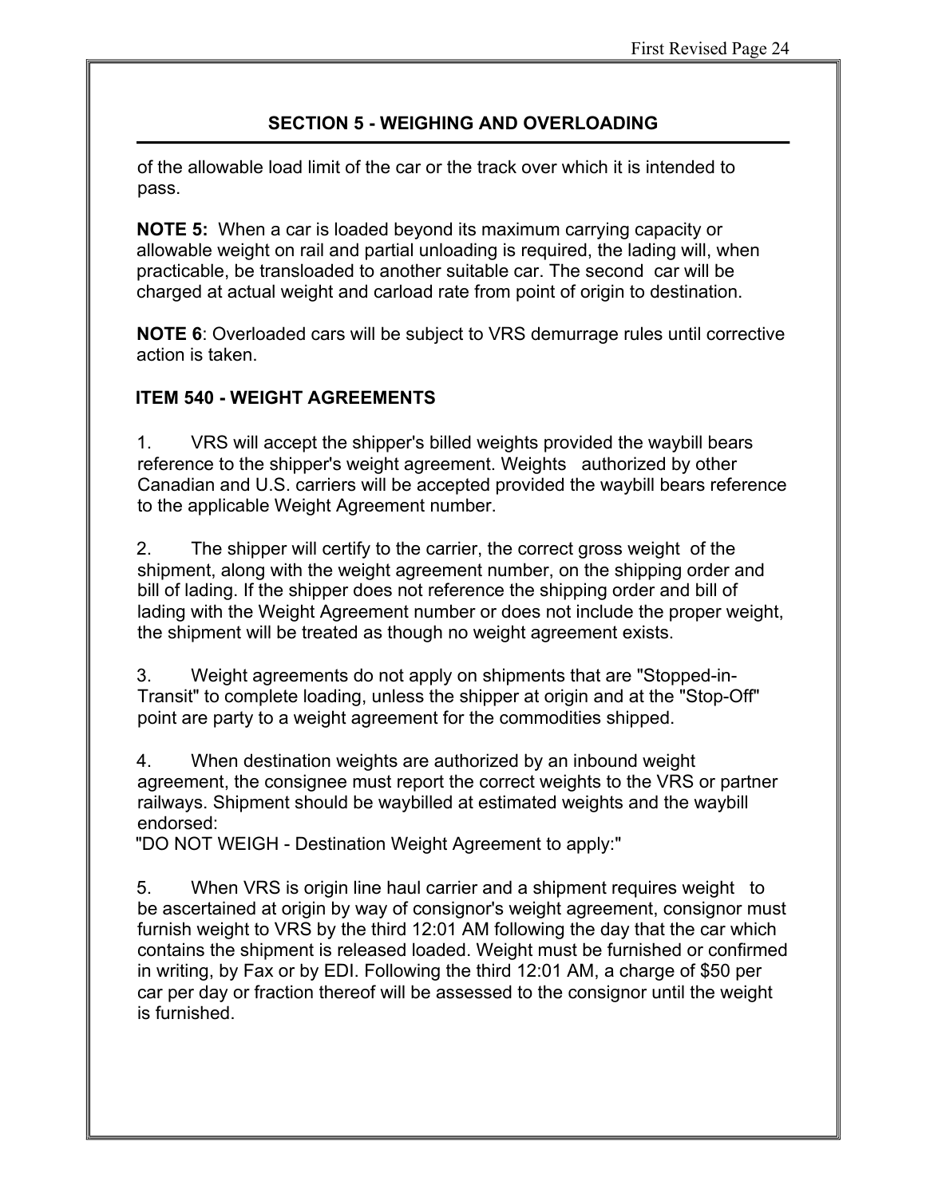## SECTION 5 - WEIGHING AND OVERLOADING

of the allowable load limit of the car or the track over which it is intended to pass.

**NOTE 5:** When a car is loaded beyond its maximum carrying capacity or allowable weight on rail and partial unloading is required, the lading will, when practicable, be transloaded to another suitable car. The second car will be charged at actual weight and carload rate from point of origin to destination.

**NOTE 6**: Overloaded cars will be subject to VRS demurrage rules until corrective action is taken.

### ITEM 540 - WEIGHT AGREEMENTS

1. VRS will accept the shipper's billed weights provided the waybill bears reference to the shipper's weight agreement. Weights authorized by other Canadian and U.S. carriers will be accepted provided the waybill bears reference to the applicable Weight Agreement number.

2. The shipper will certify to the carrier, the correct gross weight of the shipment, along with the weight agreement number, on the shipping order and bill of lading. If the shipper does not reference the shipping order and bill of lading with the Weight Agreement number or does not include the proper weight, the shipment will be treated as though no weight agreement exists.

3. Weight agreements do not apply on shipments that are "Stopped-in-Transit" to complete loading, unless the shipper at origin and at the "Stop-Off" point are party to a weight agreement for the commodities shipped.

4. When destination weights are authorized by an inbound weight agreement, the consignee must report the correct weights to the VRS or partner railways. Shipment should be waybilled at estimated weights and the waybill endorsed:
"DO NOT WEIGH - Destination Weight Agreement to apply:"

5. When VRS is origin line haul carrier and a shipment requires weight to be ascertained at origin by way of consignor's weight agreement, consignor must furnish weight to VRS by the third 12:01 AM following the day that the car which contains the shipment is released loaded. Weight must be furnished or confirmed in writing, by Fax or by EDI. Following the third 12:01 AM, a charge of $50 per car per day or fraction thereof will be assessed to the consignor until the weight is furnished.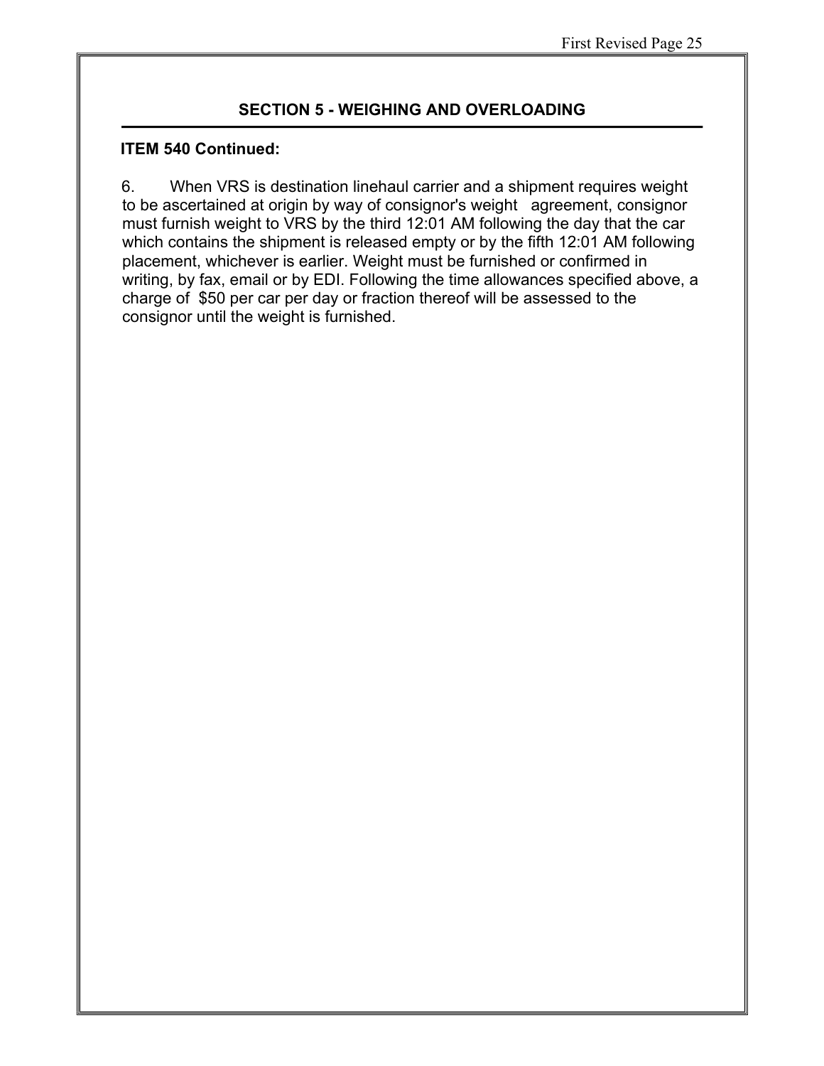## SECTION 5 - WEIGHING AND OVERLOADING

**ITEM 540 Continued:**

6. When VRS is destination linehaul carrier and a shipment requires weight to be ascertained at origin by way of consignor's weight agreement, consignor must furnish weight to VRS by the third 12:01 AM following the day that the car which contains the shipment is released empty or by the fifth 12:01 AM following placement, whichever is earlier. Weight must be furnished or confirmed in writing, by fax, email or by EDI. Following the time allowances specified above, a charge of $50 per car per day or fraction thereof will be assessed to the consignor until the weight is furnished.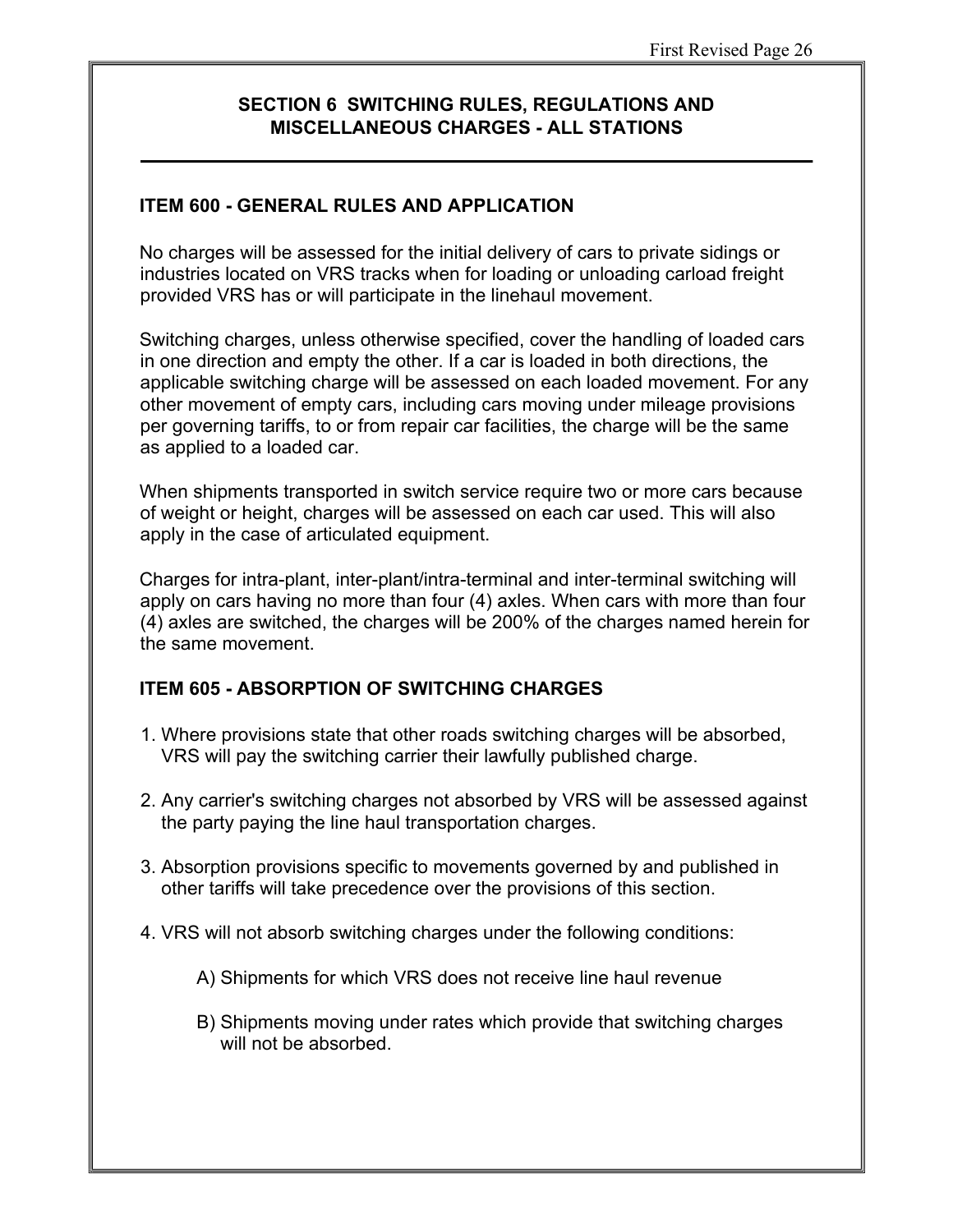## SECTION 6 SWITCHING RULES, REGULATIONS AND MISCELLANEOUS CHARGES - ALL STATIONS

### ITEM 600 - GENERAL RULES AND APPLICATION

No charges will be assessed for the initial delivery of cars to private sidings or industries located on VRS tracks when for loading or unloading carload freight provided VRS has or will participate in the linehaul movement.

Switching charges, unless otherwise specified, cover the handling of loaded cars in one direction and empty the other. If a car is loaded in both directions, the applicable switching charge will be assessed on each loaded movement. For any other movement of empty cars, including cars moving under mileage provisions per governing tariffs, to or from repair car facilities, the charge will be the same as applied to a loaded car.

When shipments transported in switch service require two or more cars because of weight or height, charges will be assessed on each car used. This will also apply in the case of articulated equipment.

Charges for intra-plant, inter-plant/intra-terminal and inter-terminal switching will apply on cars having no more than four (4) axles. When cars with more than four (4) axles are switched, the charges will be 200% of the charges named herein for the same movement.

### ITEM 605 - ABSORPTION OF SWITCHING CHARGES

1. Where provisions state that other roads switching charges will be absorbed, VRS will pay the switching carrier their lawfully published charge.

2. Any carrier's switching charges not absorbed by VRS will be assessed against the party paying the line haul transportation charges.

3. Absorption provisions specific to movements governed by and published in other tariffs will take precedence over the provisions of this section.

4. VRS will not absorb switching charges under the following conditions:

    A) Shipments for which VRS does not receive line haul revenue

    B) Shipments moving under rates which provide that switching charges will not be absorbed.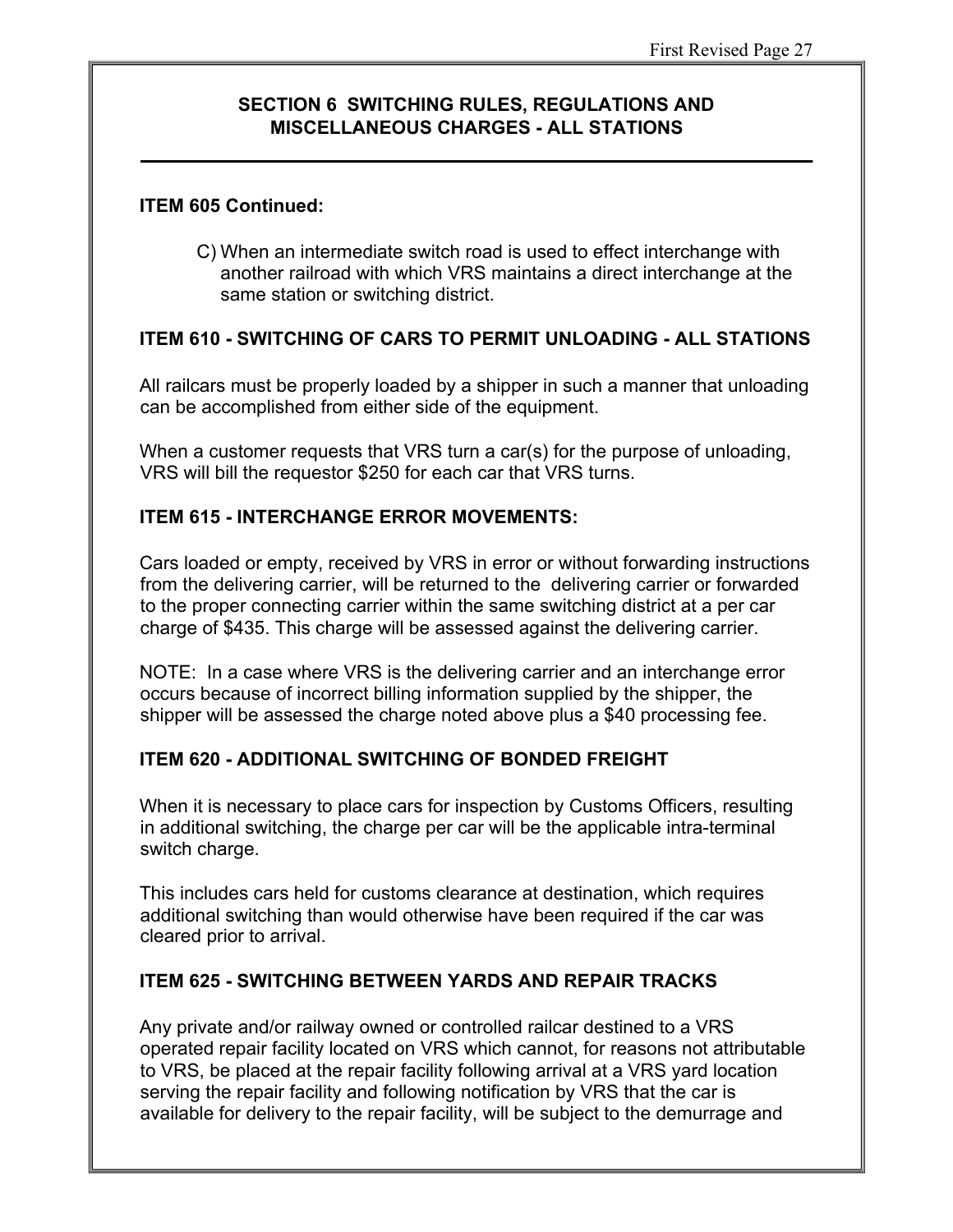## SECTION 6 SWITCHING RULES, REGULATIONS AND MISCELLANEOUS CHARGES - ALL STATIONS

---

### ITEM 605 Continued:

C) When an intermediate switch road is used to effect interchange with another railroad with which VRS maintains a direct interchange at the same station or switching district.

### ITEM 610 - SWITCHING OF CARS TO PERMIT UNLOADING - ALL STATIONS

All railcars must be properly loaded by a shipper in such a manner that unloading can be accomplished from either side of the equipment.

When a customer requests that VRS turn a car(s) for the purpose of unloading, VRS will bill the requestor $250 for each car that VRS turns.

### ITEM 615 - INTERCHANGE ERROR MOVEMENTS:

Cars loaded or empty, received by VRS in error or without forwarding instructions from the delivering carrier, will be returned to the delivering carrier or forwarded to the proper connecting carrier within the same switching district at a per car charge of $435. This charge will be assessed against the delivering carrier.

NOTE: In a case where VRS is the delivering carrier and an interchange error occurs because of incorrect billing information supplied by the shipper, the shipper will be assessed the charge noted above plus a $40 processing fee.

### ITEM 620 - ADDITIONAL SWITCHING OF BONDED FREIGHT

When it is necessary to place cars for inspection by Customs Officers, resulting in additional switching, the charge per car will be the applicable intra-terminal switch charge.

This includes cars held for customs clearance at destination, which requires additional switching than would otherwise have been required if the car was cleared prior to arrival.

### ITEM 625 - SWITCHING BETWEEN YARDS AND REPAIR TRACKS

Any private and/or railway owned or controlled railcar destined to a VRS operated repair facility located on VRS which cannot, for reasons not attributable to VRS, be placed at the repair facility following arrival at a VRS yard location serving the repair facility and following notification by VRS that the car is available for delivery to the repair facility, will be subject to the demurrage and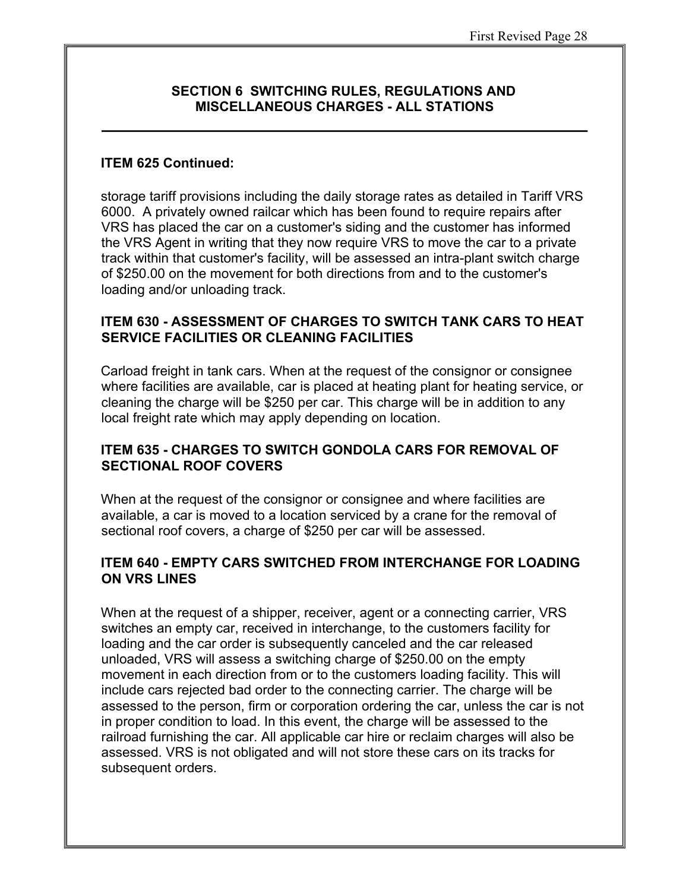## SECTION 6 SWITCHING RULES, REGULATIONS AND MISCELLANEOUS CHARGES - ALL STATIONS

### ITEM 625 Continued:

storage tariff provisions including the daily storage rates as detailed in Tariff VRS 6000. A privately owned railcar which has been found to require repairs after VRS has placed the car on a customer's siding and the customer has informed the VRS Agent in writing that they now require VRS to move the car to a private track within that customer's facility, will be assessed an intra-plant switch charge of $250.00 on the movement for both directions from and to the customer's loading and/or unloading track.

### ITEM 630 - ASSESSMENT OF CHARGES TO SWITCH TANK CARS TO HEAT SERVICE FACILITIES OR CLEANING FACILITIES

Carload freight in tank cars. When at the request of the consignor or consignee where facilities are available, car is placed at heating plant for heating service, or cleaning the charge will be $250 per car. This charge will be in addition to any local freight rate which may apply depending on location.

### ITEM 635 - CHARGES TO SWITCH GONDOLA CARS FOR REMOVAL OF SECTIONAL ROOF COVERS

When at the request of the consignor or consignee and where facilities are available, a car is moved to a location serviced by a crane for the removal of sectional roof covers, a charge of $250 per car will be assessed.

### ITEM 640 - EMPTY CARS SWITCHED FROM INTERCHANGE FOR LOADING ON VRS LINES

When at the request of a shipper, receiver, agent or a connecting carrier, VRS switches an empty car, received in interchange, to the customers facility for loading and the car order is subsequently canceled and the car released unloaded, VRS will assess a switching charge of $250.00 on the empty movement in each direction from or to the customers loading facility. This will include cars rejected bad order to the connecting carrier. The charge will be assessed to the person, firm or corporation ordering the car, unless the car is not in proper condition to load. In this event, the charge will be assessed to the railroad furnishing the car. All applicable car hire or reclaim charges will also be assessed. VRS is not obligated and will not store these cars on its tracks for subsequent orders.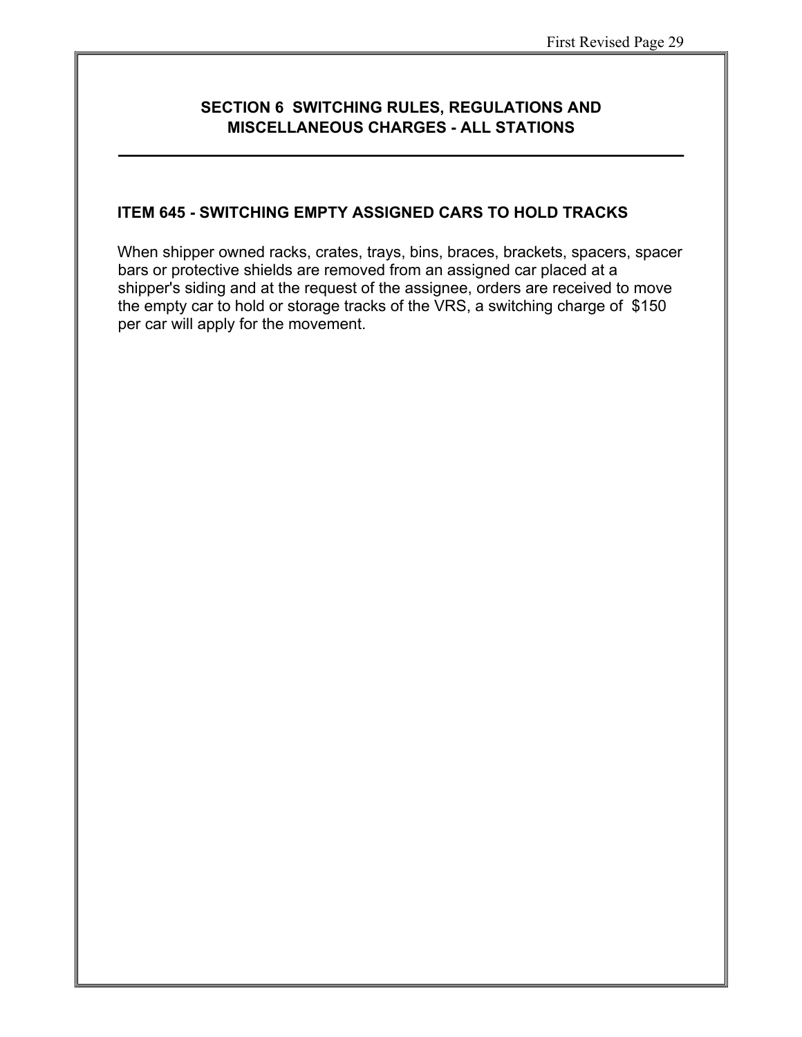## SECTION 6 SWITCHING RULES, REGULATIONS AND MISCELLANEOUS CHARGES - ALL STATIONS

### ITEM 645 - SWITCHING EMPTY ASSIGNED CARS TO HOLD TRACKS

When shipper owned racks, crates, trays, bins, braces, brackets, spacers, spacer bars or protective shields are removed from an assigned car placed at a shipper's siding and at the request of the assignee, orders are received to move the empty car to hold or storage tracks of the VRS, a switching charge of $150 per car will apply for the movement.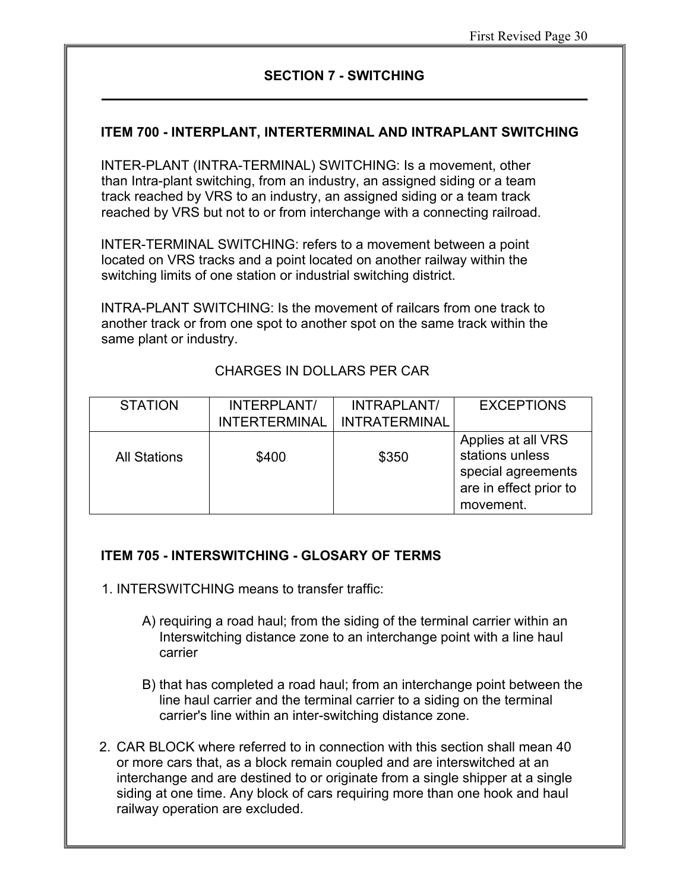## SECTION 7 - SWITCHING

### ITEM 700 - INTERPLANT, INTERTERMINAL AND INTRAPLANT SWITCHING

INTER-PLANT (INTRA-TERMINAL) SWITCHING: Is a movement, other than Intra-plant switching, from an industry, an assigned siding or a team track reached by VRS to an industry, an assigned siding or a team track reached by VRS but not to or from interchange with a connecting railroad.

INTER-TERMINAL SWITCHING: refers to a movement between a point located on VRS tracks and a point located on another railway within the switching limits of one station or industrial switching district.

INTRA-PLANT SWITCHING: Is the movement of railcars from one track to another track or from one spot to another spot on the same track within the same plant or industry.

CHARGES IN DOLLARS PER CAR

| STATION | INTERPLANT/ INTERTERMINAL | INTRAPLANT/ INTRATERMINAL | EXCEPTIONS |
|---|---|---|---|
| All Stations | $400 | $350 | Applies at all VRS stations unless special agreements are in effect prior to movement. |

### ITEM 705 - INTERSWITCHING - GLOSARY OF TERMS

1. INTERSWITCHING means to transfer traffic:

   A) requiring a road haul; from the siding of the terminal carrier within an Interswitching distance zone to an interchange point with a line haul carrier

   B) that has completed a road haul; from an interchange point between the line haul carrier and the terminal carrier to a siding on the terminal carrier's line within an inter-switching distance zone.

2. CAR BLOCK where referred to in connection with this section shall mean 40 or more cars that, as a block remain coupled and are interswitched at an interchange and are destined to or originate from a single shipper at a single siding at one time. Any block of cars requiring more than one hook and haul railway operation are excluded.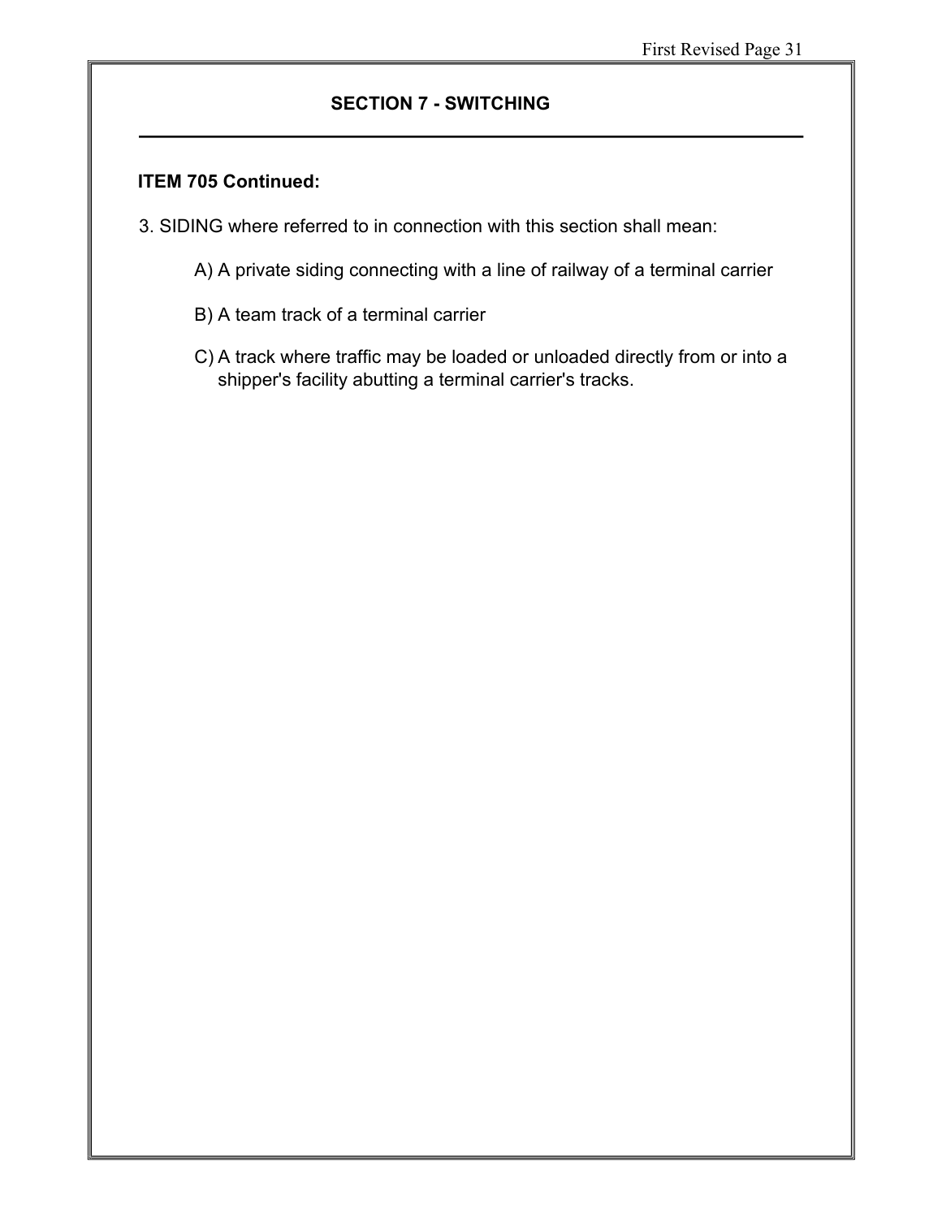## SECTION 7 - SWITCHING

**ITEM 705 Continued:**

3. SIDING where referred to in connection with this section shall mean:

   A) A private siding connecting with a line of railway of a terminal carrier

   B) A team track of a terminal carrier

   C) A track where traffic may be loaded or unloaded directly from or into a shipper's facility abutting a terminal carrier's tracks.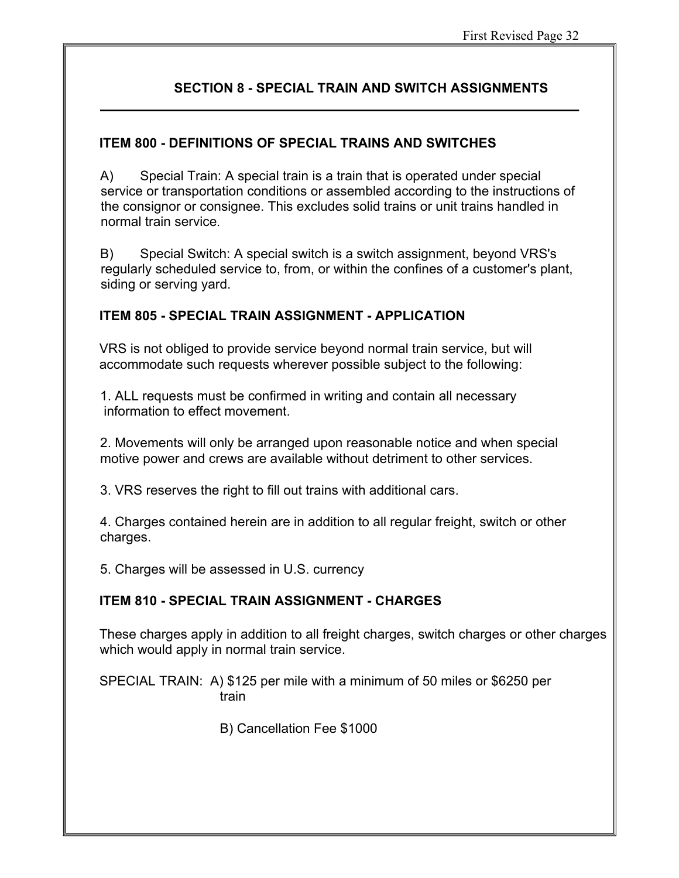## SECTION 8 - SPECIAL TRAIN AND SWITCH ASSIGNMENTS

### ITEM 800 - DEFINITIONS OF SPECIAL TRAINS AND SWITCHES

A) Special Train: A special train is a train that is operated under special service or transportation conditions or assembled according to the instructions of the consignor or consignee. This excludes solid trains or unit trains handled in normal train service.

B) Special Switch: A special switch is a switch assignment, beyond VRS's regularly scheduled service to, from, or within the confines of a customer's plant, siding or serving yard.

### ITEM 805 - SPECIAL TRAIN ASSIGNMENT - APPLICATION

VRS is not obliged to provide service beyond normal train service, but will accommodate such requests wherever possible subject to the following:

1. ALL requests must be confirmed in writing and contain all necessary information to effect movement.

2. Movements will only be arranged upon reasonable notice and when special motive power and crews are available without detriment to other services.

3. VRS reserves the right to fill out trains with additional cars.

4. Charges contained herein are in addition to all regular freight, switch or other charges.

5. Charges will be assessed in U.S. currency

### ITEM 810 - SPECIAL TRAIN ASSIGNMENT - CHARGES

These charges apply in addition to all freight charges, switch charges or other charges which would apply in normal train service.

SPECIAL TRAIN: A) $125 per mile with a minimum of 50 miles or $6250 per train

B) Cancellation Fee $1000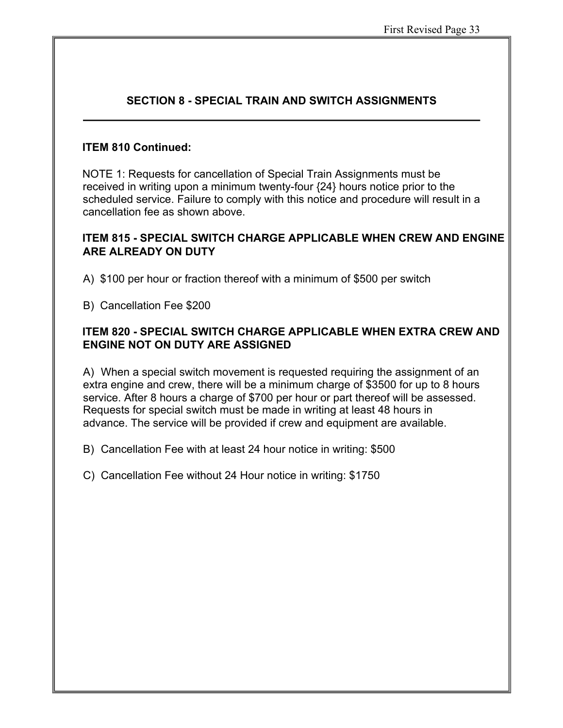## SECTION 8 - SPECIAL TRAIN AND SWITCH ASSIGNMENTS

### ITEM 810 Continued:

NOTE 1: Requests for cancellation of Special Train Assignments must be received in writing upon a minimum twenty-four {24} hours notice prior to the scheduled service. Failure to comply with this notice and procedure will result in a cancellation fee as shown above.

### ITEM 815 - SPECIAL SWITCH CHARGE APPLICABLE WHEN CREW AND ENGINE ARE ALREADY ON DUTY

A) $100 per hour or fraction thereof with a minimum of $500 per switch

B) Cancellation Fee $200

### ITEM 820 - SPECIAL SWITCH CHARGE APPLICABLE WHEN EXTRA CREW AND ENGINE NOT ON DUTY ARE ASSIGNED

A) When a special switch movement is requested requiring the assignment of an extra engine and crew, there will be a minimum charge of $3500 for up to 8 hours service. After 8 hours a charge of $700 per hour or part thereof will be assessed. Requests for special switch must be made in writing at least 48 hours in advance. The service will be provided if crew and equipment are available.

B) Cancellation Fee with at least 24 hour notice in writing: $500

C) Cancellation Fee without 24 Hour notice in writing: $1750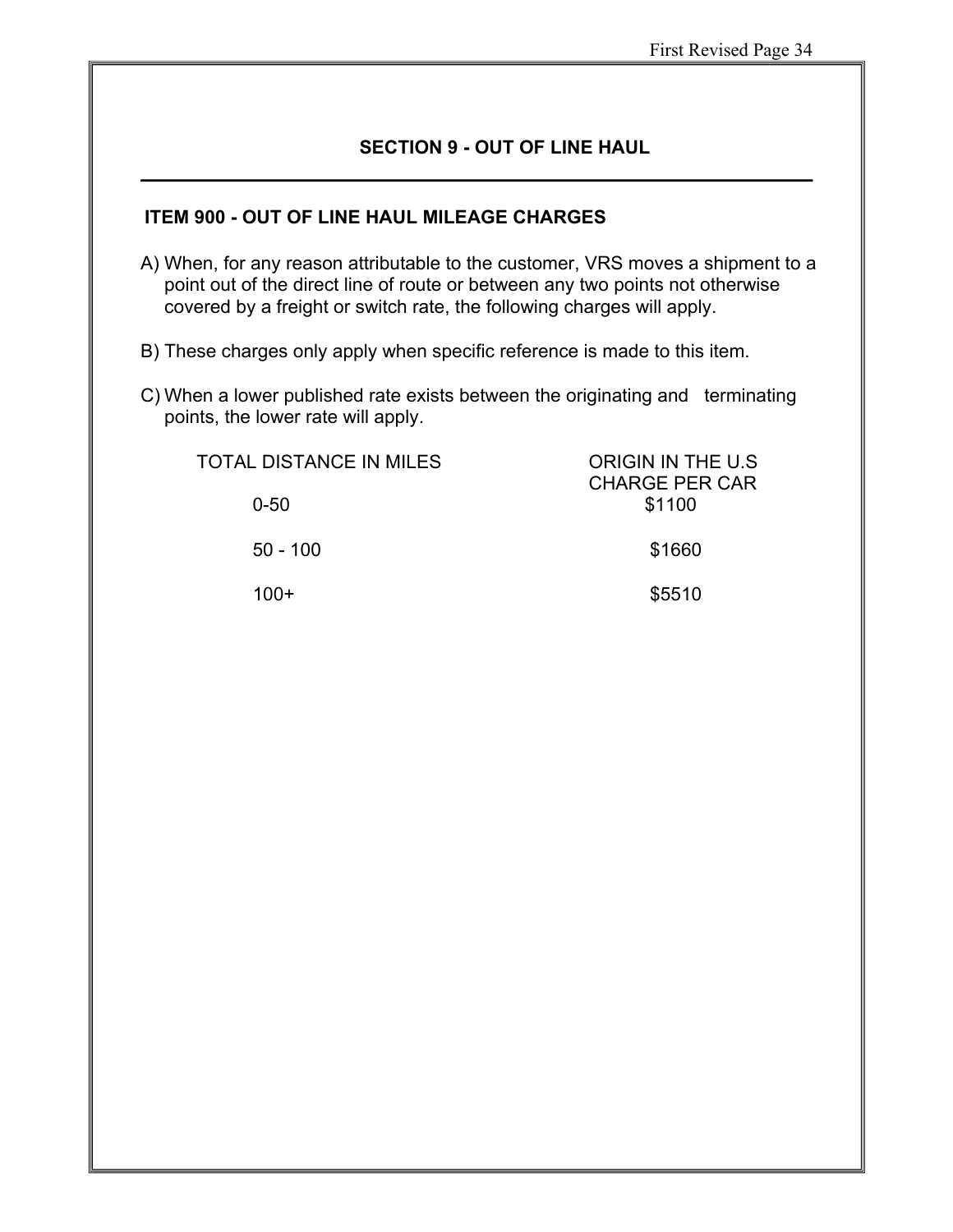## SECTION 9 - OUT OF LINE HAUL

### ITEM 900 - OUT OF LINE HAUL MILEAGE CHARGES

A) When, for any reason attributable to the customer, VRS moves a shipment to a point out of the direct line of route or between any two points not otherwise covered by a freight or switch rate, the following charges will apply.

B) These charges only apply when specific reference is made to this item.

C) When a lower published rate exists between the originating and terminating points, the lower rate will apply.

| TOTAL DISTANCE IN MILES | ORIGIN IN THE U.S CHARGE PER CAR |
|---|---|
| 0-50 | $1100 |
| 50 - 100 | $1660 |
| 100+ | $5510 |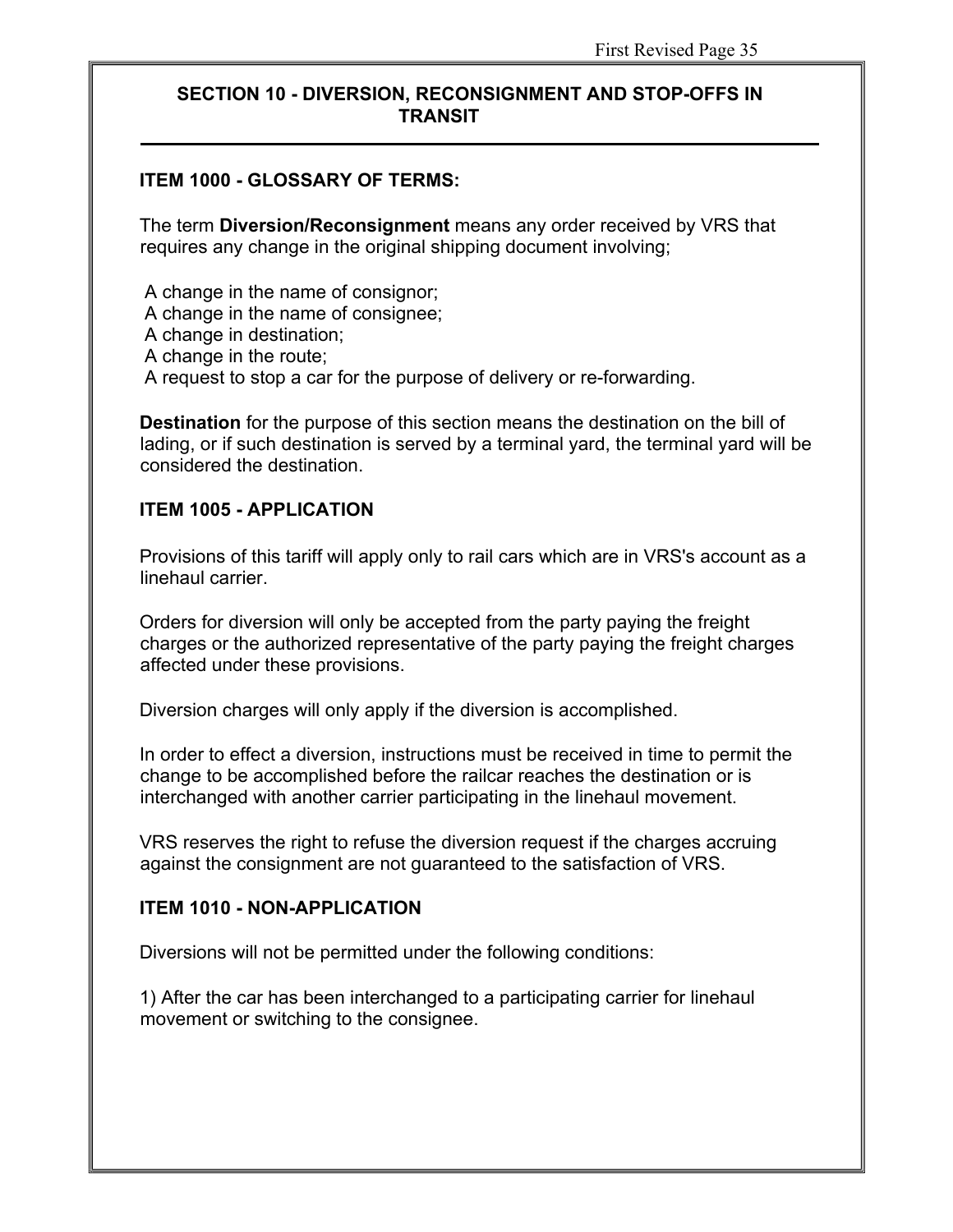## SECTION 10 - DIVERSION, RECONSIGNMENT AND STOP-OFFS IN TRANSIT

### ITEM 1000 - GLOSSARY OF TERMS:

The term **Diversion/Reconsignment** means any order received by VRS that requires any change in the original shipping document involving;

A change in the name of consignor;
A change in the name of consignee;
A change in destination;
A change in the route;
A request to stop a car for the purpose of delivery or re-forwarding.

**Destination** for the purpose of this section means the destination on the bill of lading, or if such destination is served by a terminal yard, the terminal yard will be considered the destination.

### ITEM 1005 - APPLICATION

Provisions of this tariff will apply only to rail cars which are in VRS's account as a linehaul carrier.

Orders for diversion will only be accepted from the party paying the freight charges or the authorized representative of the party paying the freight charges affected under these provisions.

Diversion charges will only apply if the diversion is accomplished.

In order to effect a diversion, instructions must be received in time to permit the change to be accomplished before the railcar reaches the destination or is interchanged with another carrier participating in the linehaul movement.

VRS reserves the right to refuse the diversion request if the charges accruing against the consignment are not guaranteed to the satisfaction of VRS.

### ITEM 1010 - NON-APPLICATION

Diversions will not be permitted under the following conditions:

1) After the car has been interchanged to a participating carrier for linehaul movement or switching to the consignee.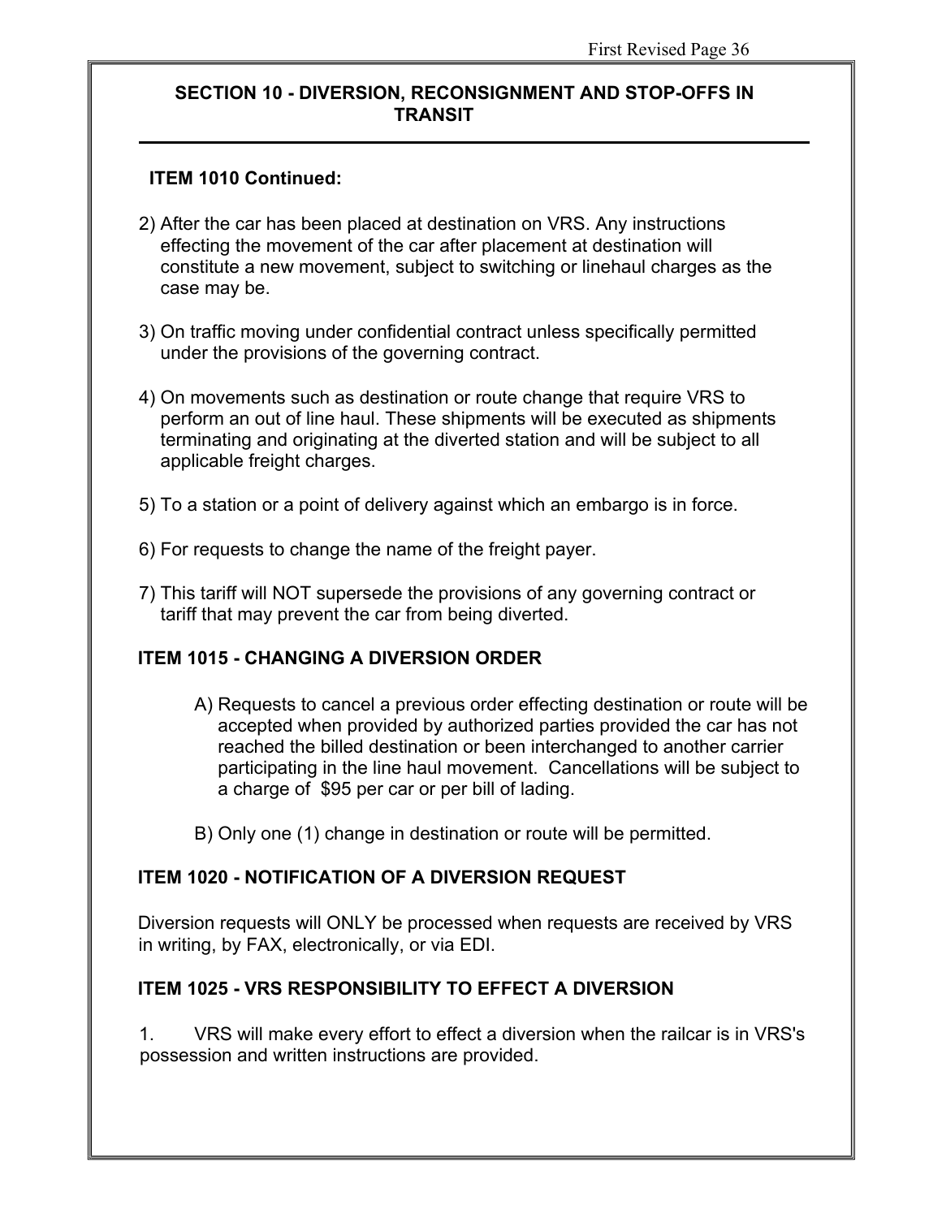## SECTION 10 - DIVERSION, RECONSIGNMENT AND STOP-OFFS IN TRANSIT

### ITEM 1010 Continued:

2) After the car has been placed at destination on VRS. Any instructions effecting the movement of the car after placement at destination will constitute a new movement, subject to switching or linehaul charges as the case may be.

3) On traffic moving under confidential contract unless specifically permitted under the provisions of the governing contract.

4) On movements such as destination or route change that require VRS to perform an out of line haul. These shipments will be executed as shipments terminating and originating at the diverted station and will be subject to all applicable freight charges.

5) To a station or a point of delivery against which an embargo is in force.

6) For requests to change the name of the freight payer.

7) This tariff will NOT supersede the provisions of any governing contract or tariff that may prevent the car from being diverted.

### ITEM 1015 - CHANGING A DIVERSION ORDER

A) Requests to cancel a previous order effecting destination or route will be accepted when provided by authorized parties provided the car has not reached the billed destination or been interchanged to another carrier participating in the line haul movement. Cancellations will be subject to a charge of $95 per car or per bill of lading.

B) Only one (1) change in destination or route will be permitted.

### ITEM 1020 - NOTIFICATION OF A DIVERSION REQUEST

Diversion requests will ONLY be processed when requests are received by VRS in writing, by FAX, electronically, or via EDI.

### ITEM 1025 - VRS RESPONSIBILITY TO EFFECT A DIVERSION

1. VRS will make every effort to effect a diversion when the railcar is in VRS's possession and written instructions are provided.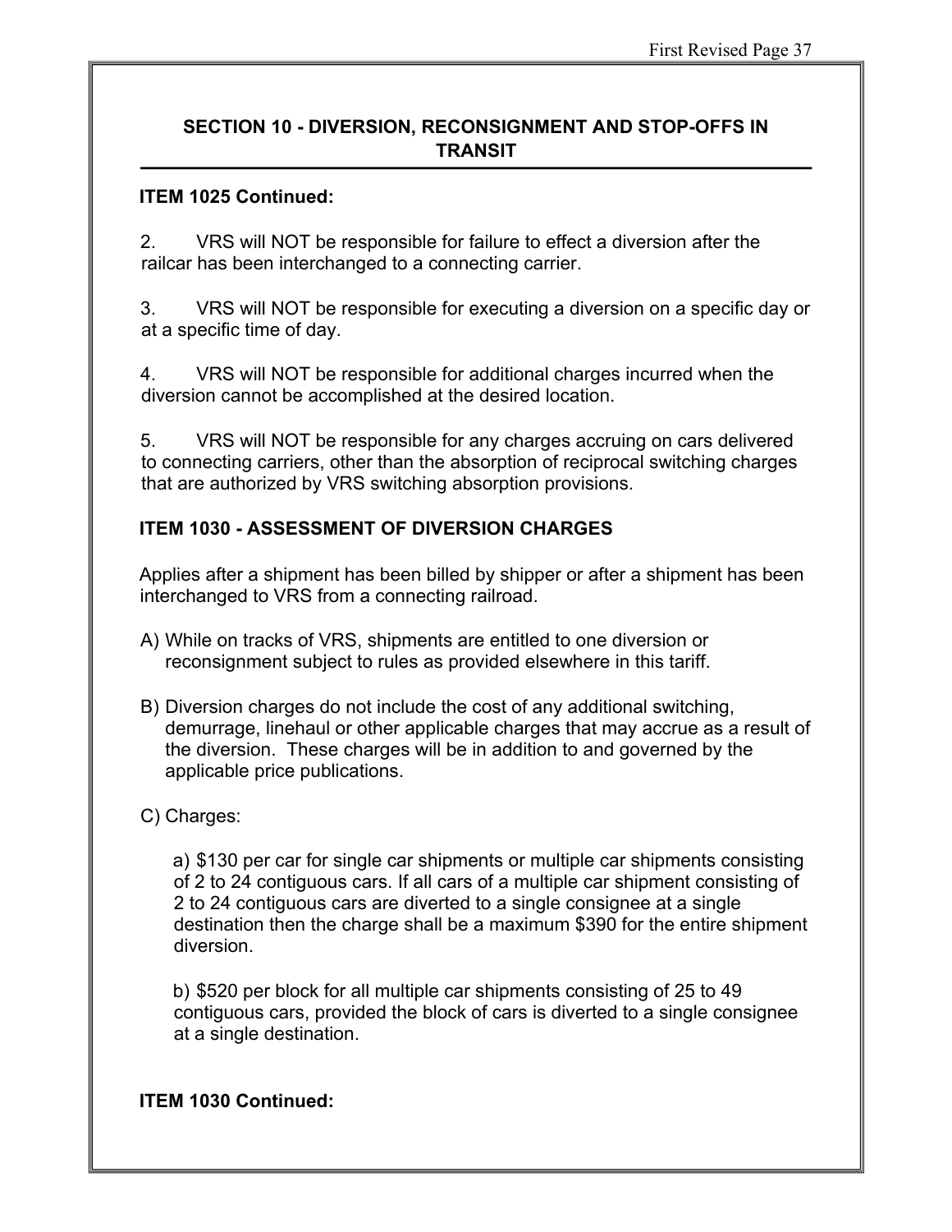## SECTION 10 - DIVERSION, RECONSIGNMENT AND STOP-OFFS IN TRANSIT

**ITEM 1025 Continued:**

2. VRS will NOT be responsible for failure to effect a diversion after the railcar has been interchanged to a connecting carrier.

3. VRS will NOT be responsible for executing a diversion on a specific day or at a specific time of day.

4. VRS will NOT be responsible for additional charges incurred when the diversion cannot be accomplished at the desired location.

5. VRS will NOT be responsible for any charges accruing on cars delivered to connecting carriers, other than the absorption of reciprocal switching charges that are authorized by VRS switching absorption provisions.

**ITEM 1030 - ASSESSMENT OF DIVERSION CHARGES**

Applies after a shipment has been billed by shipper or after a shipment has been interchanged to VRS from a connecting railroad.

A) While on tracks of VRS, shipments are entitled to one diversion or reconsignment subject to rules as provided elsewhere in this tariff.

B) Diversion charges do not include the cost of any additional switching, demurrage, linehaul or other applicable charges that may accrue as a result of the diversion. These charges will be in addition to and governed by the applicable price publications.

C) Charges:

a) $130 per car for single car shipments or multiple car shipments consisting of 2 to 24 contiguous cars. If all cars of a multiple car shipment consisting of 2 to 24 contiguous cars are diverted to a single consignee at a single destination then the charge shall be a maximum $390 for the entire shipment diversion.

b) $520 per block for all multiple car shipments consisting of 25 to 49 contiguous cars, provided the block of cars is diverted to a single consignee at a single destination.

**ITEM 1030 Continued:**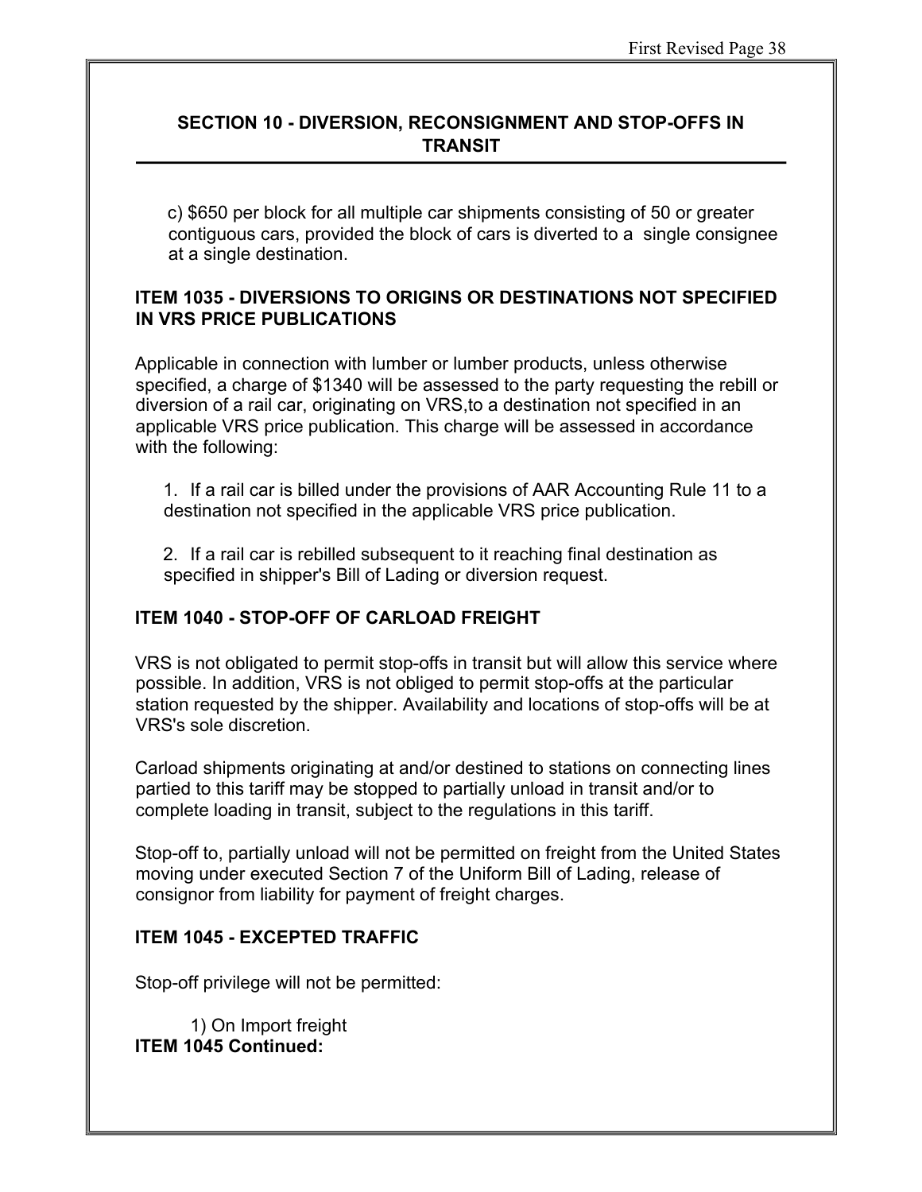## SECTION 10 - DIVERSION, RECONSIGNMENT AND STOP-OFFS IN TRANSIT

c) $650 per block for all multiple car shipments consisting of 50 or greater contiguous cars, provided the block of cars is diverted to a single consignee at a single destination.

### ITEM 1035 - DIVERSIONS TO ORIGINS OR DESTINATIONS NOT SPECIFIED IN VRS PRICE PUBLICATIONS

Applicable in connection with lumber or lumber products, unless otherwise specified, a charge of $1340 will be assessed to the party requesting the rebill or diversion of a rail car, originating on VRS,to a destination not specified in an applicable VRS price publication. This charge will be assessed in accordance with the following:

1. If a rail car is billed under the provisions of AAR Accounting Rule 11 to a destination not specified in the applicable VRS price publication.

2. If a rail car is rebilled subsequent to it reaching final destination as specified in shipper's Bill of Lading or diversion request.

### ITEM 1040 - STOP-OFF OF CARLOAD FREIGHT

VRS is not obligated to permit stop-offs in transit but will allow this service where possible. In addition, VRS is not obliged to permit stop-offs at the particular station requested by the shipper. Availability and locations of stop-offs will be at VRS's sole discretion.

Carload shipments originating at and/or destined to stations on connecting lines partied to this tariff may be stopped to partially unload in transit and/or to complete loading in transit, subject to the regulations in this tariff.

Stop-off to, partially unload will not be permitted on freight from the United States moving under executed Section 7 of the Uniform Bill of Lading, release of consignor from liability for payment of freight charges.

### ITEM 1045 - EXCEPTED TRAFFIC

Stop-off privilege will not be permitted:

1) On Import freight

**ITEM 1045 Continued:**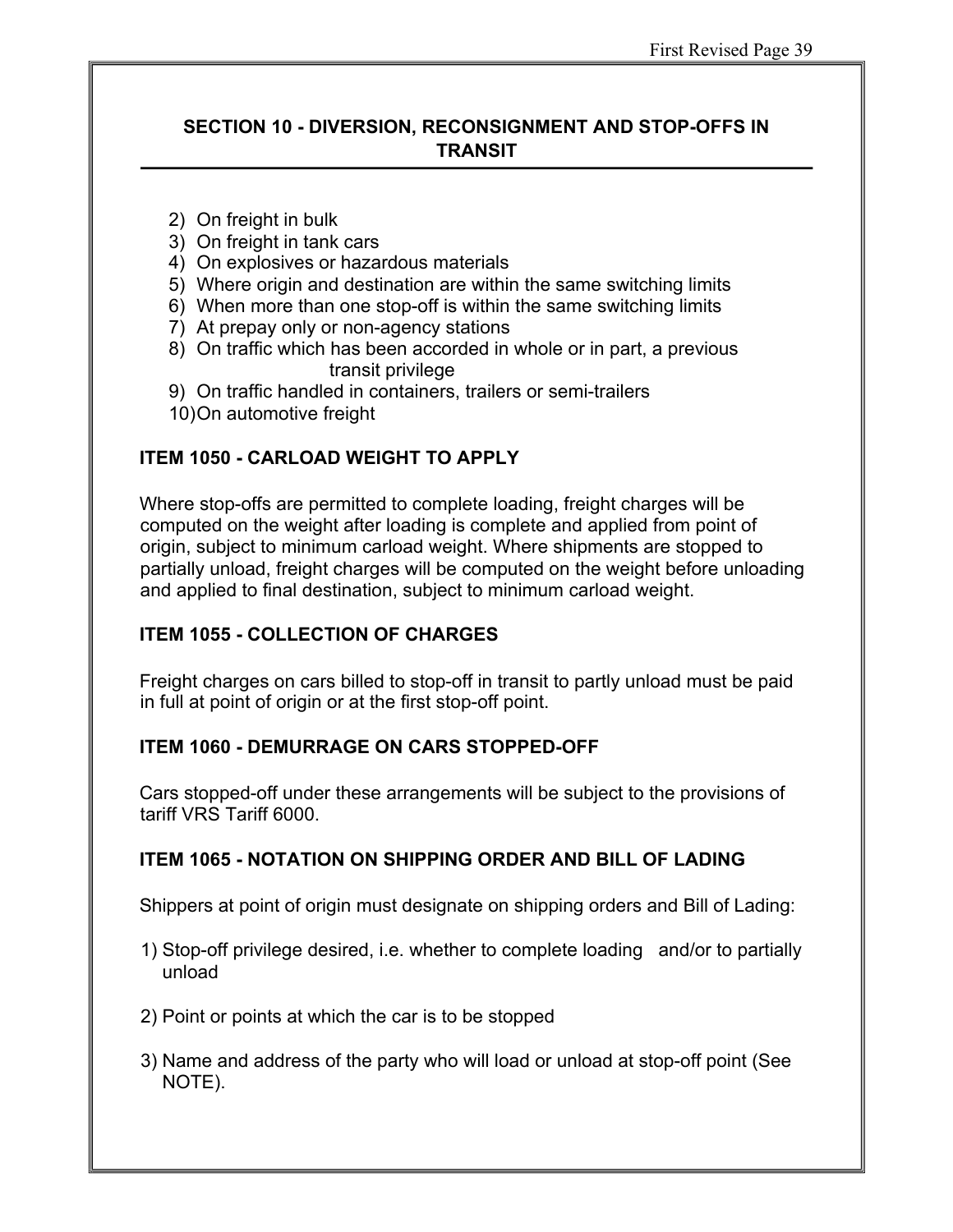## SECTION 10 - DIVERSION, RECONSIGNMENT AND STOP-OFFS IN TRANSIT

2) On freight in bulk
3) On freight in tank cars
4) On explosives or hazardous materials
5) Where origin and destination are within the same switching limits
6) When more than one stop-off is within the same switching limits
7) At prepay only or non-agency stations
8) On traffic which has been accorded in whole or in part, a previous transit privilege
9) On traffic handled in containers, trailers or semi-trailers
10) On automotive freight

### ITEM 1050 - CARLOAD WEIGHT TO APPLY

Where stop-offs are permitted to complete loading, freight charges will be computed on the weight after loading is complete and applied from point of origin, subject to minimum carload weight. Where shipments are stopped to partially unload, freight charges will be computed on the weight before unloading and applied to final destination, subject to minimum carload weight.

### ITEM 1055 - COLLECTION OF CHARGES

Freight charges on cars billed to stop-off in transit to partly unload must be paid in full at point of origin or at the first stop-off point.

### ITEM 1060 - DEMURRAGE ON CARS STOPPED-OFF

Cars stopped-off under these arrangements will be subject to the provisions of tariff VRS Tariff 6000.

### ITEM 1065 - NOTATION ON SHIPPING ORDER AND BILL OF LADING

Shippers at point of origin must designate on shipping orders and Bill of Lading:

1) Stop-off privilege desired, i.e. whether to complete loading and/or to partially unload

2) Point or points at which the car is to be stopped

3) Name and address of the party who will load or unload at stop-off point (See NOTE).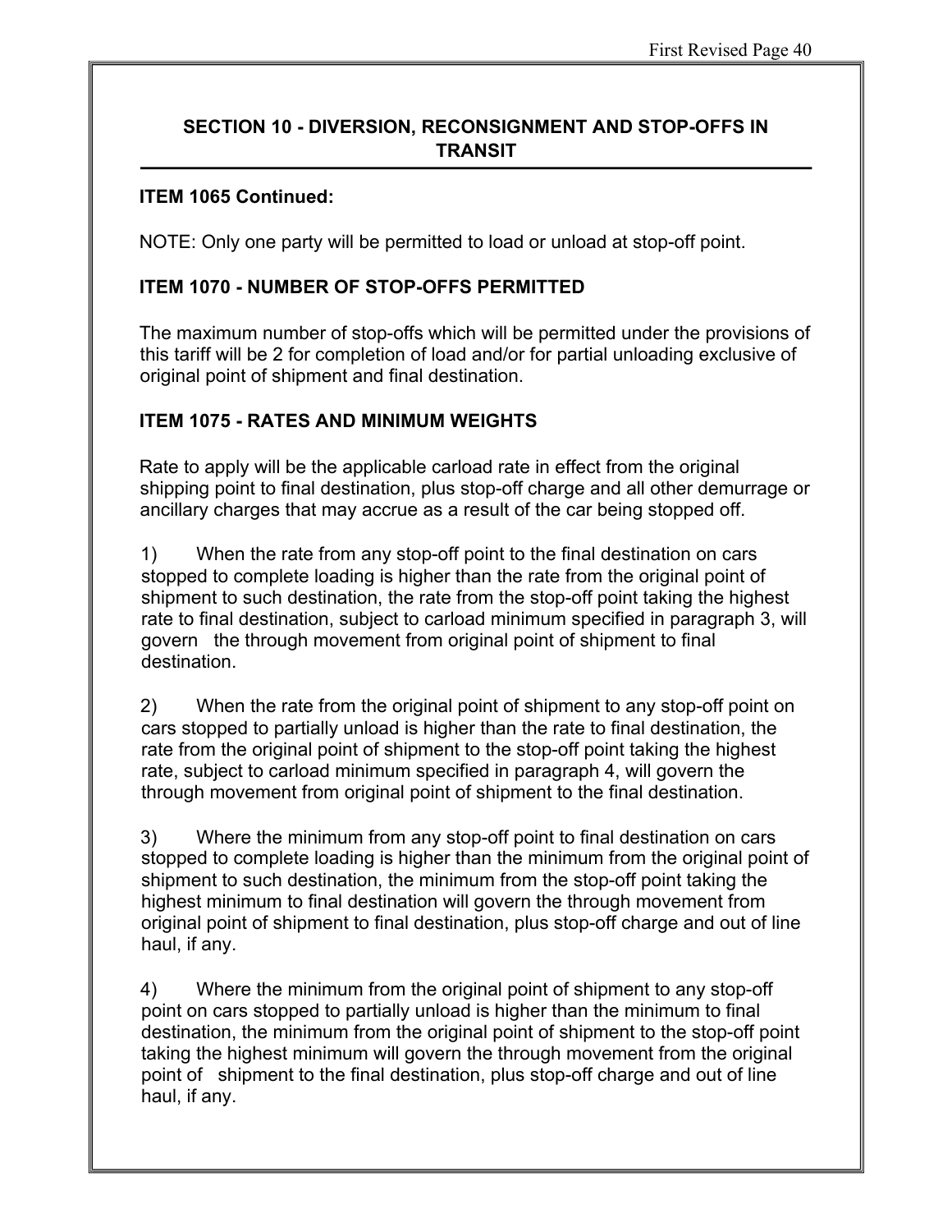## SECTION 10 - DIVERSION, RECONSIGNMENT AND STOP-OFFS IN TRANSIT

### ITEM 1065 Continued:

NOTE: Only one party will be permitted to load or unload at stop-off point.

### ITEM 1070 - NUMBER OF STOP-OFFS PERMITTED

The maximum number of stop-offs which will be permitted under the provisions of this tariff will be 2 for completion of load and/or for partial unloading exclusive of original point of shipment and final destination.

### ITEM 1075 - RATES AND MINIMUM WEIGHTS

Rate to apply will be the applicable carload rate in effect from the original shipping point to final destination, plus stop-off charge and all other demurrage or ancillary charges that may accrue as a result of the car being stopped off.

1) When the rate from any stop-off point to the final destination on cars stopped to complete loading is higher than the rate from the original point of shipment to such destination, the rate from the stop-off point taking the highest rate to final destination, subject to carload minimum specified in paragraph 3, will govern the through movement from original point of shipment to final destination.

2) When the rate from the original point of shipment to any stop-off point on cars stopped to partially unload is higher than the rate to final destination, the rate from the original point of shipment to the stop-off point taking the highest rate, subject to carload minimum specified in paragraph 4, will govern the through movement from original point of shipment to the final destination.

3) Where the minimum from any stop-off point to final destination on cars stopped to complete loading is higher than the minimum from the original point of shipment to such destination, the minimum from the stop-off point taking the highest minimum to final destination will govern the through movement from original point of shipment to final destination, plus stop-off charge and out of line haul, if any.

4) Where the minimum from the original point of shipment to any stop-off point on cars stopped to partially unload is higher than the minimum to final destination, the minimum from the original point of shipment to the stop-off point taking the highest minimum will govern the through movement from the original point of shipment to the final destination, plus stop-off charge and out of line haul, if any.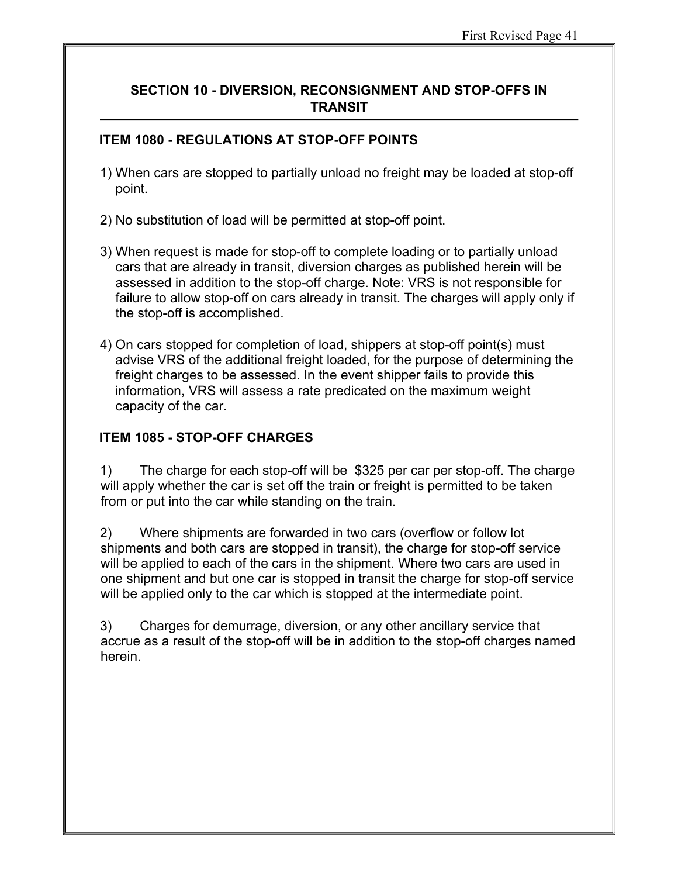## SECTION 10 - DIVERSION, RECONSIGNMENT AND STOP-OFFS IN TRANSIT

### ITEM 1080 - REGULATIONS AT STOP-OFF POINTS

1) When cars are stopped to partially unload no freight may be loaded at stop-off point.

2) No substitution of load will be permitted at stop-off point.

3) When request is made for stop-off to complete loading or to partially unload cars that are already in transit, diversion charges as published herein will be assessed in addition to the stop-off charge. Note: VRS is not responsible for failure to allow stop-off on cars already in transit. The charges will apply only if the stop-off is accomplished.

4) On cars stopped for completion of load, shippers at stop-off point(s) must advise VRS of the additional freight loaded, for the purpose of determining the freight charges to be assessed. In the event shipper fails to provide this information, VRS will assess a rate predicated on the maximum weight capacity of the car.

### ITEM 1085 - STOP-OFF CHARGES

1) The charge for each stop-off will be $325 per car per stop-off. The charge will apply whether the car is set off the train or freight is permitted to be taken from or put into the car while standing on the train.

2) Where shipments are forwarded in two cars (overflow or follow lot shipments and both cars are stopped in transit), the charge for stop-off service will be applied to each of the cars in the shipment. Where two cars are used in one shipment and but one car is stopped in transit the charge for stop-off service will be applied only to the car which is stopped at the intermediate point.

3) Charges for demurrage, diversion, or any other ancillary service that accrue as a result of the stop-off will be in addition to the stop-off charges named herein.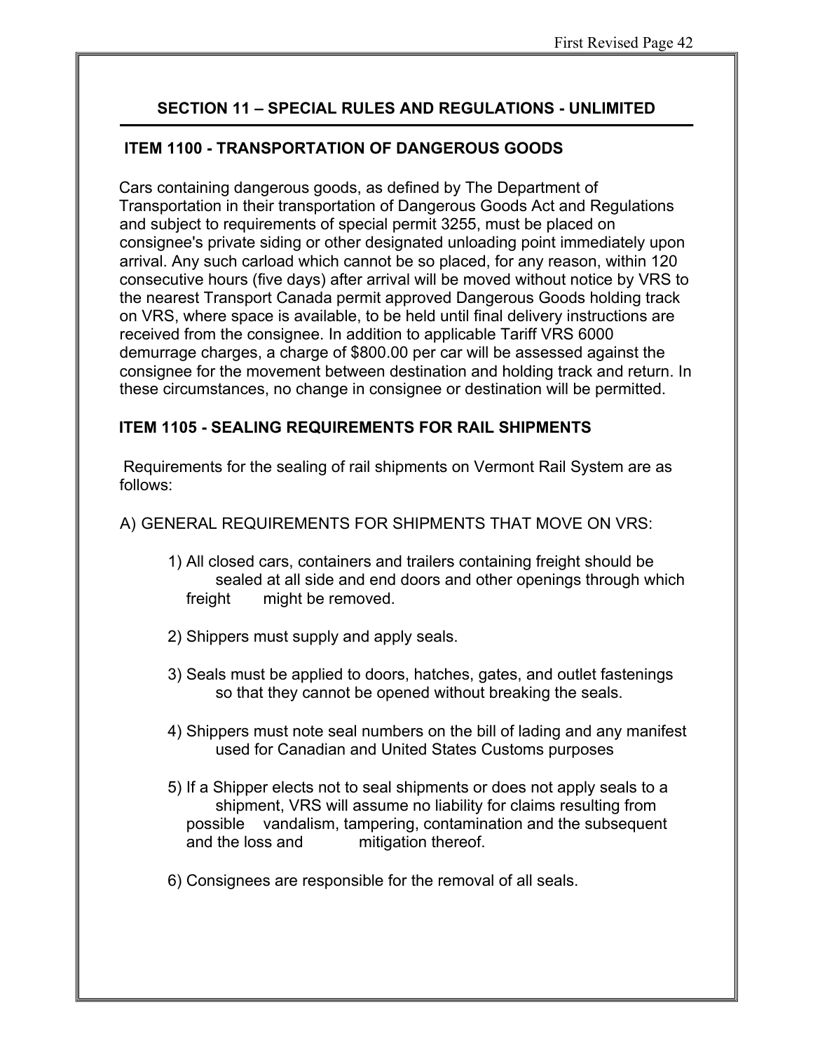## SECTION 11 – SPECIAL RULES AND REGULATIONS - UNLIMITED

### ITEM 1100 - TRANSPORTATION OF DANGEROUS GOODS

Cars containing dangerous goods, as defined by The Department of Transportation in their transportation of Dangerous Goods Act and Regulations and subject to requirements of special permit 3255, must be placed on consignee's private siding or other designated unloading point immediately upon arrival. Any such carload which cannot be so placed, for any reason, within 120 consecutive hours (five days) after arrival will be moved without notice by VRS to the nearest Transport Canada permit approved Dangerous Goods holding track on VRS, where space is available, to be held until final delivery instructions are received from the consignee. In addition to applicable Tariff VRS 6000 demurrage charges, a charge of $800.00 per car will be assessed against the consignee for the movement between destination and holding track and return. In these circumstances, no change in consignee or destination will be permitted.

### ITEM 1105 - SEALING REQUIREMENTS FOR RAIL SHIPMENTS

Requirements for the sealing of rail shipments on Vermont Rail System are as follows:

A) GENERAL REQUIREMENTS FOR SHIPMENTS THAT MOVE ON VRS:

1) All closed cars, containers and trailers containing freight should be sealed at all side and end doors and other openings through which freight might be removed.

2) Shippers must supply and apply seals.

3) Seals must be applied to doors, hatches, gates, and outlet fastenings so that they cannot be opened without breaking the seals.

4) Shippers must note seal numbers on the bill of lading and any manifest used for Canadian and United States Customs purposes

5) If a Shipper elects not to seal shipments or does not apply seals to a shipment, VRS will assume no liability for claims resulting from possible vandalism, tampering, contamination and the subsequent and the loss and mitigation thereof.

6) Consignees are responsible for the removal of all seals.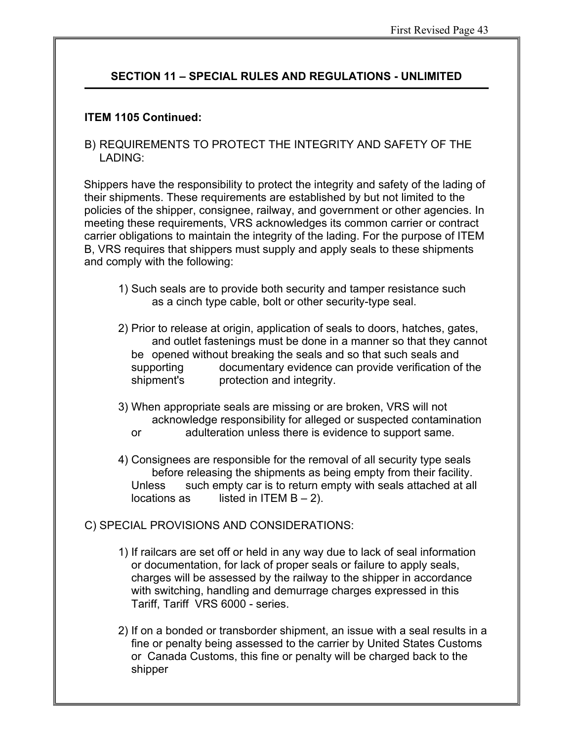## SECTION 11 – SPECIAL RULES AND REGULATIONS - UNLIMITED

**ITEM 1105 Continued:**

B) REQUIREMENTS TO PROTECT THE INTEGRITY AND SAFETY OF THE LADING:

Shippers have the responsibility to protect the integrity and safety of the lading of their shipments. These requirements are established by but not limited to the policies of the shipper, consignee, railway, and government or other agencies. In meeting these requirements, VRS acknowledges its common carrier or contract carrier obligations to maintain the integrity of the lading. For the purpose of ITEM B, VRS requires that shippers must supply and apply seals to these shipments and comply with the following:

1) Such seals are to provide both security and tamper resistance such as a cinch type cable, bolt or other security-type seal.

2) Prior to release at origin, application of seals to doors, hatches, gates, and outlet fastenings must be done in a manner so that they cannot be opened without breaking the seals and so that such seals and supporting documentary evidence can provide verification of the shipment's protection and integrity.

3) When appropriate seals are missing or are broken, VRS will not acknowledge responsibility for alleged or suspected contamination or adulteration unless there is evidence to support same.

4) Consignees are responsible for the removal of all security type seals before releasing the shipments as being empty from their facility. Unless such empty car is to return empty with seals attached at all locations as listed in ITEM B – 2).

C) SPECIAL PROVISIONS AND CONSIDERATIONS:

1) If railcars are set off or held in any way due to lack of seal information or documentation, for lack of proper seals or failure to apply seals, charges will be assessed by the railway to the shipper in accordance with switching, handling and demurrage charges expressed in this Tariff, Tariff VRS 6000 - series.

2) If on a bonded or transborder shipment, an issue with a seal results in a fine or penalty being assessed to the carrier by United States Customs or Canada Customs, this fine or penalty will be charged back to the shipper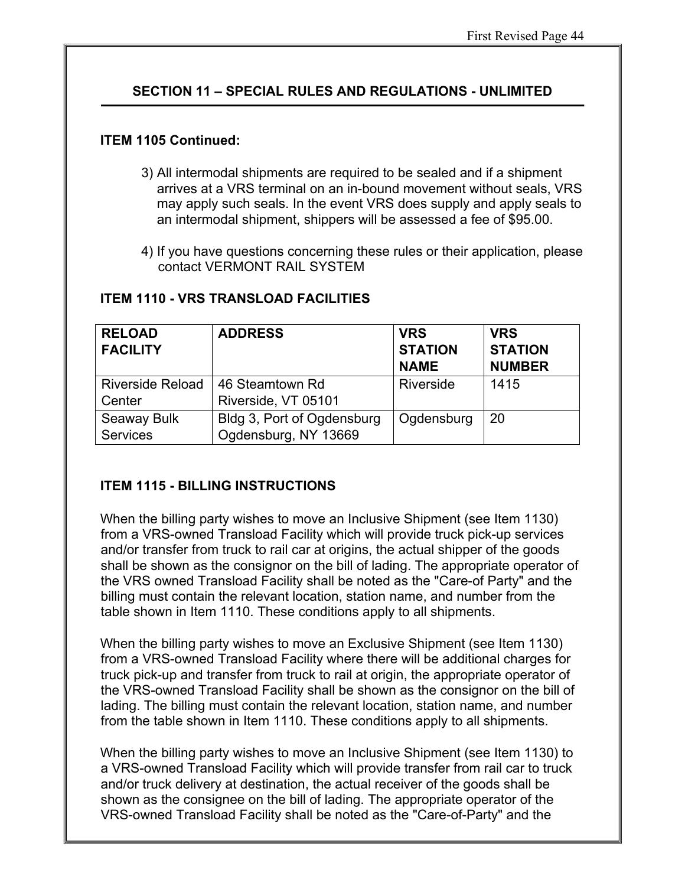## SECTION 11 – SPECIAL RULES AND REGULATIONS - UNLIMITED

### ITEM 1105 Continued:

3) All intermodal shipments are required to be sealed and if a shipment arrives at a VRS terminal on an in-bound movement without seals, VRS may apply such seals. In the event VRS does supply and apply seals to an intermodal shipment, shippers will be assessed a fee of $95.00.

4) If you have questions concerning these rules or their application, please contact VERMONT RAIL SYSTEM

### ITEM 1110 - VRS TRANSLOAD FACILITIES

| RELOAD FACILITY | ADDRESS | VRS STATION NAME | VRS STATION NUMBER |
|---|---|---|---|
| Riverside Reload Center | 46 Steamtown Rd Riverside, VT 05101 | Riverside | 1415 |
| Seaway Bulk Services | Bldg 3, Port of Ogdensburg Ogdensburg, NY 13669 | Ogdensburg | 20 |

### ITEM 1115 - BILLING INSTRUCTIONS

When the billing party wishes to move an Inclusive Shipment (see Item 1130) from a VRS-owned Transload Facility which will provide truck pick-up services and/or transfer from truck to rail car at origins, the actual shipper of the goods shall be shown as the consignor on the bill of lading. The appropriate operator of the VRS owned Transload Facility shall be noted as the "Care-of Party" and the billing must contain the relevant location, station name, and number from the table shown in Item 1110. These conditions apply to all shipments.

When the billing party wishes to move an Exclusive Shipment (see Item 1130) from a VRS-owned Transload Facility where there will be additional charges for truck pick-up and transfer from truck to rail at origin, the appropriate operator of the VRS-owned Transload Facility shall be shown as the consignor on the bill of lading. The billing must contain the relevant location, station name, and number from the table shown in Item 1110. These conditions apply to all shipments.

When the billing party wishes to move an Inclusive Shipment (see Item 1130) to a VRS-owned Transload Facility which will provide transfer from rail car to truck and/or truck delivery at destination, the actual receiver of the goods shall be shown as the consignee on the bill of lading. The appropriate operator of the VRS-owned Transload Facility shall be noted as the "Care-of-Party" and the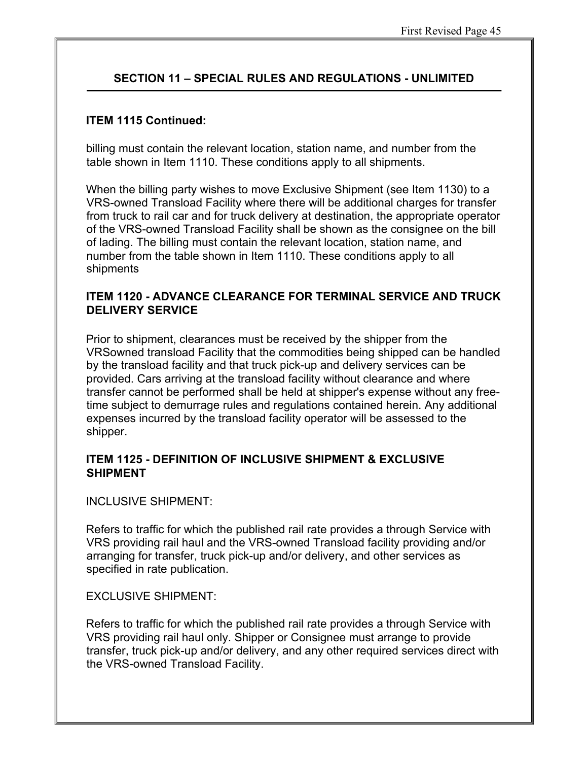## SECTION 11 – SPECIAL RULES AND REGULATIONS - UNLIMITED

### ITEM 1115 Continued:

billing must contain the relevant location, station name, and number from the table shown in Item 1110. These conditions apply to all shipments.

When the billing party wishes to move Exclusive Shipment (see Item 1130) to a VRS-owned Transload Facility where there will be additional charges for transfer from truck to rail car and for truck delivery at destination, the appropriate operator of the VRS-owned Transload Facility shall be shown as the consignee on the bill of lading. The billing must contain the relevant location, station name, and number from the table shown in Item 1110. These conditions apply to all shipments

### ITEM 1120 - ADVANCE CLEARANCE FOR TERMINAL SERVICE AND TRUCK DELIVERY SERVICE

Prior to shipment, clearances must be received by the shipper from the VRSowned transload Facility that the commodities being shipped can be handled by the transload facility and that truck pick-up and delivery services can be provided. Cars arriving at the transload facility without clearance and where transfer cannot be performed shall be held at shipper's expense without any free-time subject to demurrage rules and regulations contained herein. Any additional expenses incurred by the transload facility operator will be assessed to the shipper.

### ITEM 1125 - DEFINITION OF INCLUSIVE SHIPMENT & EXCLUSIVE SHIPMENT

INCLUSIVE SHIPMENT:

Refers to traffic for which the published rail rate provides a through Service with VRS providing rail haul and the VRS-owned Transload facility providing and/or arranging for transfer, truck pick-up and/or delivery, and other services as specified in rate publication.

EXCLUSIVE SHIPMENT:

Refers to traffic for which the published rail rate provides a through Service with VRS providing rail haul only. Shipper or Consignee must arrange to provide transfer, truck pick-up and/or delivery, and any other required services direct with the VRS-owned Transload Facility.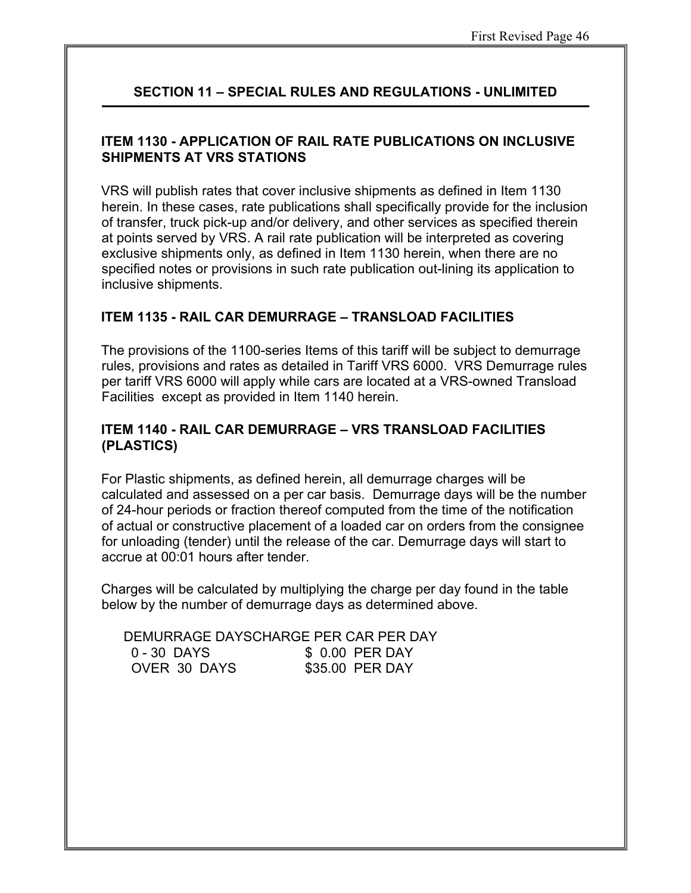## SECTION 11 – SPECIAL RULES AND REGULATIONS - UNLIMITED

### ITEM 1130 - APPLICATION OF RAIL RATE PUBLICATIONS ON INCLUSIVE SHIPMENTS AT VRS STATIONS

VRS will publish rates that cover inclusive shipments as defined in Item 1130 herein. In these cases, rate publications shall specifically provide for the inclusion of transfer, truck pick-up and/or delivery, and other services as specified therein at points served by VRS. A rail rate publication will be interpreted as covering exclusive shipments only, as defined in Item 1130 herein, when there are no specified notes or provisions in such rate publication out-lining its application to inclusive shipments.

### ITEM 1135 - RAIL CAR DEMURRAGE – TRANSLOAD FACILITIES

The provisions of the 1100-series Items of this tariff will be subject to demurrage rules, provisions and rates as detailed in Tariff VRS 6000. VRS Demurrage rules per tariff VRS 6000 will apply while cars are located at a VRS-owned Transload Facilities except as provided in Item 1140 herein.

### ITEM 1140 - RAIL CAR DEMURRAGE – VRS TRANSLOAD FACILITIES (PLASTICS)

For Plastic shipments, as defined herein, all demurrage charges will be calculated and assessed on a per car basis. Demurrage days will be the number of 24-hour periods or fraction thereof computed from the time of the notification of actual or constructive placement of a loaded car on orders from the consignee for unloading (tender) until the release of the car. Demurrage days will start to accrue at 00:01 hours after tender.

Charges will be calculated by multiplying the charge per day found in the table below by the number of demurrage days as determined above.

| DEMURRAGE DAYS | CHARGE PER CAR PER DAY |
|---|---|
| 0 - 30 DAYS | $ 0.00 PER DAY |
| OVER 30 DAYS | $35.00 PER DAY |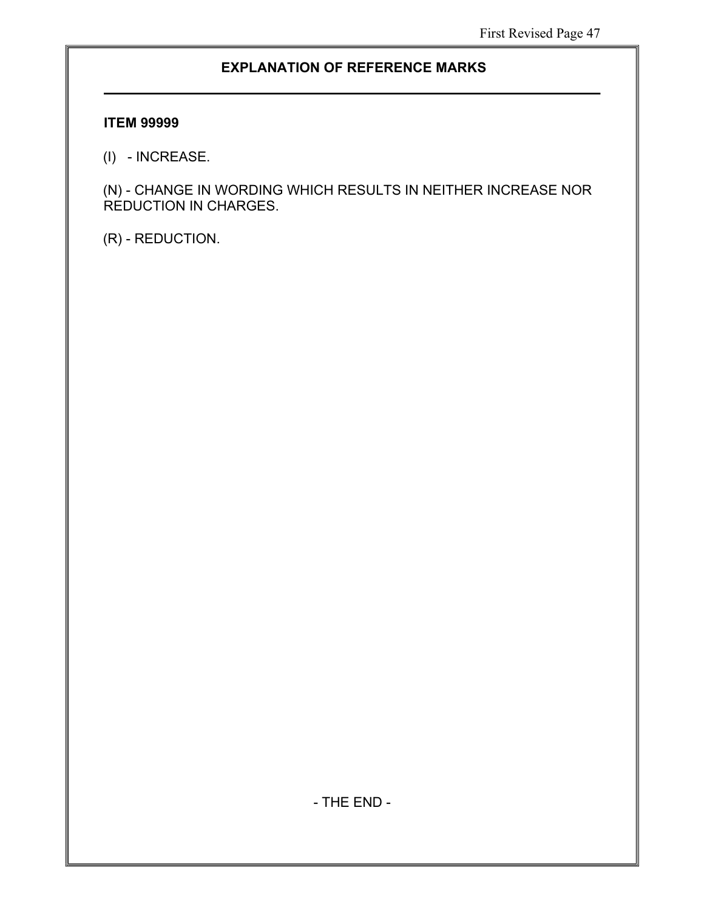## EXPLANATION OF REFERENCE MARKS

**ITEM 99999**

(I) - INCREASE.

(N) - CHANGE IN WORDING WHICH RESULTS IN NEITHER INCREASE NOR REDUCTION IN CHARGES.

(R) - REDUCTION.

- THE END -